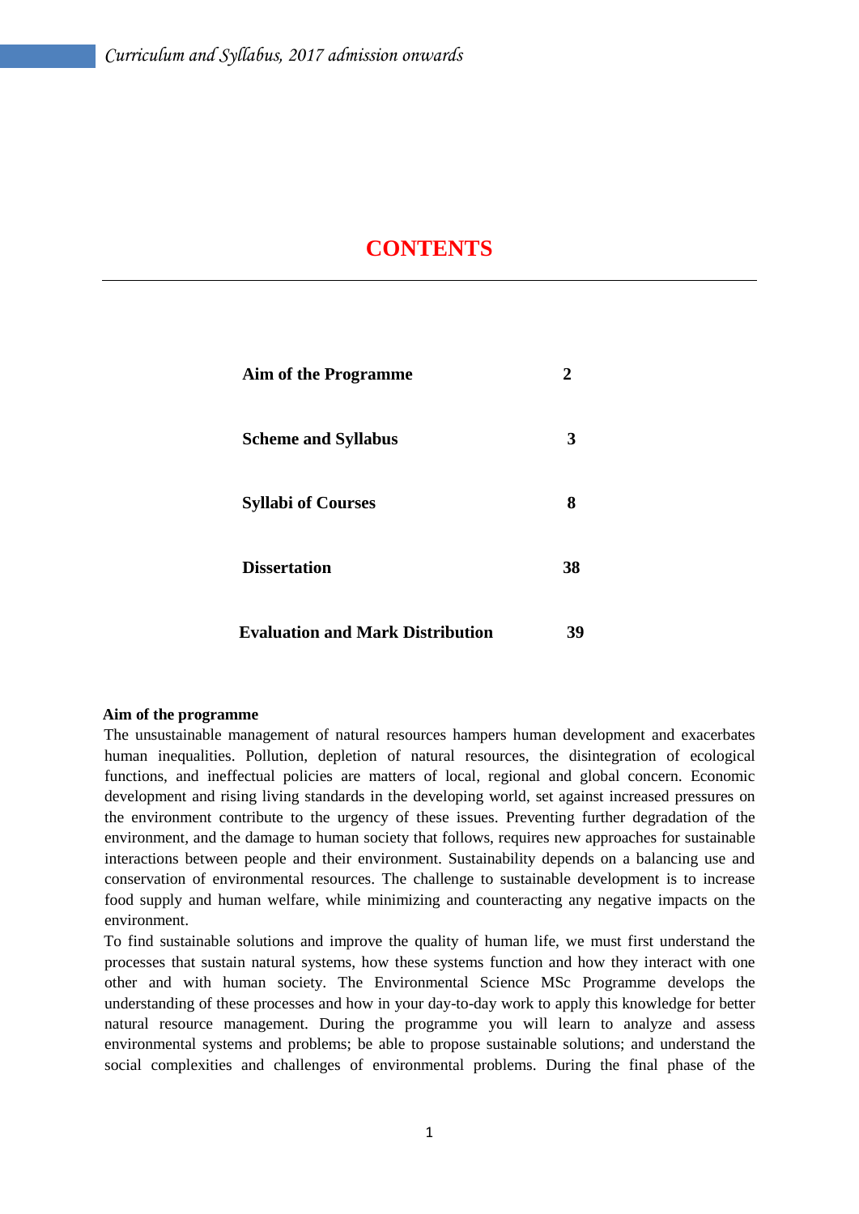# CONTENTS

| | |
|---|---|
| **Aim of the Programme** | **2** |
| **Scheme and Syllabus** | **3** |
| **Syllabi of Courses** | **8** |
| **Dissertation** | **38** |
| **Evaluation and Mark Distribution** | **39** |

**Aim of the programme**

The unsustainable management of natural resources hampers human development and exacerbates human inequalities. Pollution, depletion of natural resources, the disintegration of ecological functions, and ineffectual policies are matters of local, regional and global concern. Economic development and rising living standards in the developing world, set against increased pressures on the environment contribute to the urgency of these issues. Preventing further degradation of the environment, and the damage to human society that follows, requires new approaches for sustainable interactions between people and their environment. Sustainability depends on a balancing use and conservation of environmental resources. The challenge to sustainable development is to increase food supply and human welfare, while minimizing and counteracting any negative impacts on the environment.

To find sustainable solutions and improve the quality of human life, we must first understand the processes that sustain natural systems, how these systems function and how they interact with one other and with human society. The Environmental Science MSc Programme develops the understanding of these processes and how in your day-to-day work to apply this knowledge for better natural resource management. During the programme you will learn to analyze and assess environmental systems and problems; be able to propose sustainable solutions; and understand the social complexities and challenges of environmental problems. During the final phase of the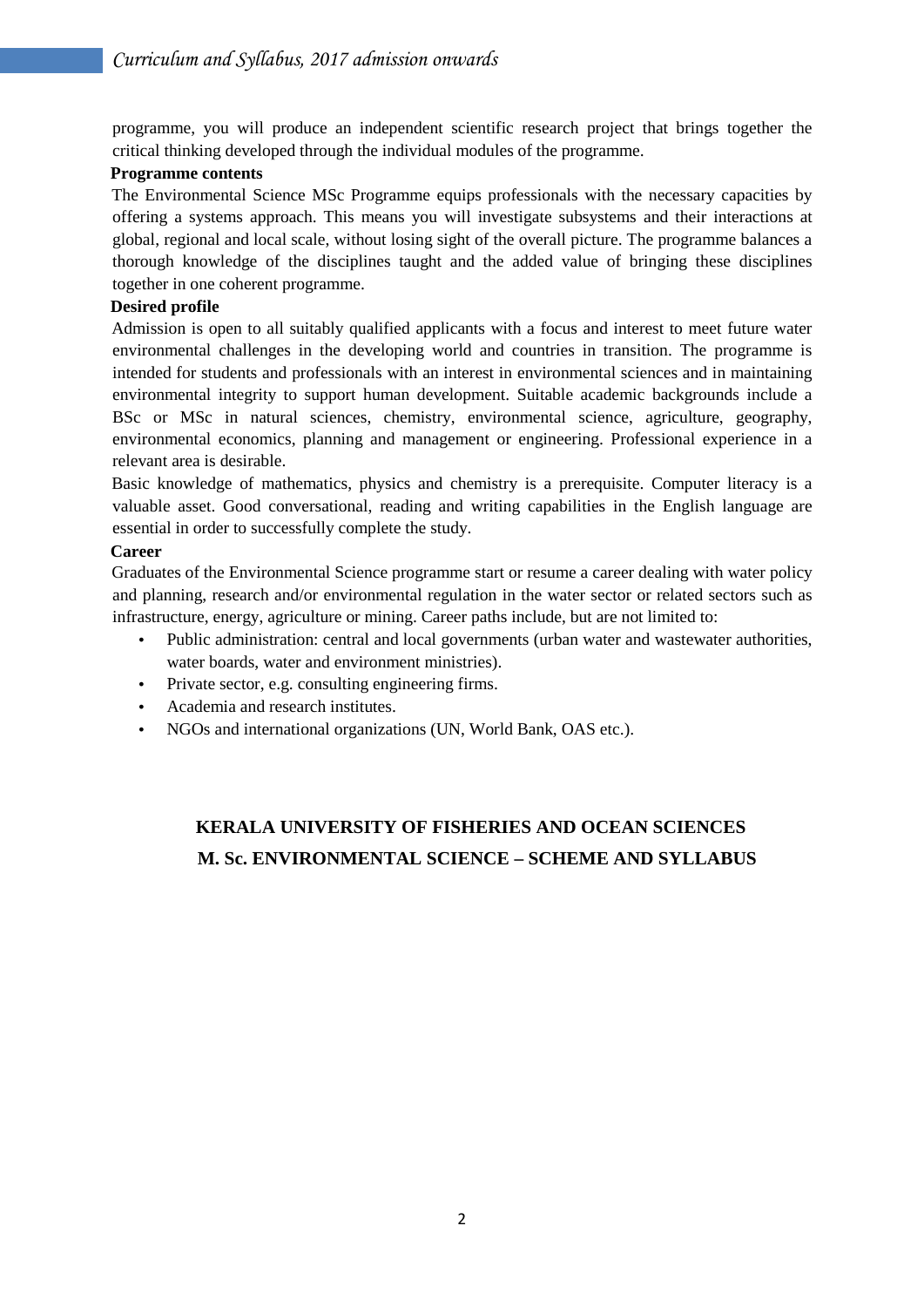programme, you will produce an independent scientific research project that brings together the critical thinking developed through the individual modules of the programme.

**Programme contents**

The Environmental Science MSc Programme equips professionals with the necessary capacities by offering a systems approach. This means you will investigate subsystems and their interactions at global, regional and local scale, without losing sight of the overall picture. The programme balances a thorough knowledge of the disciplines taught and the added value of bringing these disciplines together in one coherent programme.

**Desired profile**

Admission is open to all suitably qualified applicants with a focus and interest to meet future water environmental challenges in the developing world and countries in transition. The programme is intended for students and professionals with an interest in environmental sciences and in maintaining environmental integrity to support human development. Suitable academic backgrounds include a BSc or MSc in natural sciences, chemistry, environmental science, agriculture, geography, environmental economics, planning and management or engineering. Professional experience in a relevant area is desirable.

Basic knowledge of mathematics, physics and chemistry is a prerequisite. Computer literacy is a valuable asset. Good conversational, reading and writing capabilities in the English language are essential in order to successfully complete the study.

**Career**

Graduates of the Environmental Science programme start or resume a career dealing with water policy and planning, research and/or environmental regulation in the water sector or related sectors such as infrastructure, energy, agriculture or mining. Career paths include, but are not limited to:

- Public administration: central and local governments (urban water and wastewater authorities, water boards, water and environment ministries).
- Private sector, e.g. consulting engineering firms.
- Academia and research institutes.
- NGOs and international organizations (UN, World Bank, OAS etc.).

## KERALA UNIVERSITY OF FISHERIES AND OCEAN SCIENCES

## M. Sc. ENVIRONMENTAL SCIENCE – SCHEME AND SYLLABUS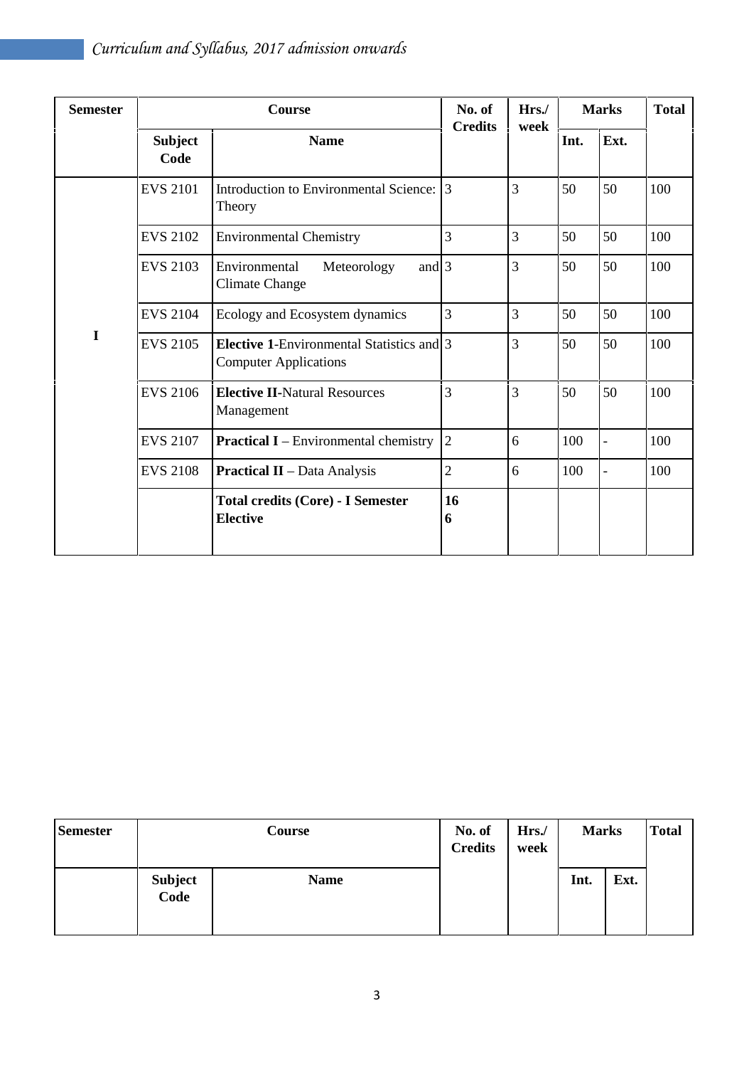| Semester | Course | | No. of Credits | Hrs./ week | Marks | | Total |
|---|---|---|---|---|---|---|---|
| | Subject Code | Name | | | Int. | Ext. | |
| I | EVS 2101 | Introduction to Environmental Science: Theory | 3 | 3 | 50 | 50 | 100 |
| | EVS 2102 | Environmental Chemistry | 3 | 3 | 50 | 50 | 100 |
| | EVS 2103 | Environmental Meteorology and Climate Change | 3 | 3 | 50 | 50 | 100 |
| | EVS 2104 | Ecology and Ecosystem dynamics | 3 | 3 | 50 | 50 | 100 |
| | EVS 2105 | **Elective 1**-Environmental Statistics and Computer Applications | 3 | 3 | 50 | 50 | 100 |
| | EVS 2106 | **Elective II**-Natural Resources Management | 3 | 3 | 50 | 50 | 100 |
| | EVS 2107 | **Practical I** – Environmental chemistry | 2 | 6 | 100 | - | 100 |
| | EVS 2108 | **Practical II** – Data Analysis | 2 | 6 | 100 | - | 100 |
| | | **Total credits (Core) - I Semester Elective** | **16 6** | | | | |

| Semester | Course | | No. of Credits | Hrs./ week | Marks | | Total |
|---|---|---|---|---|---|---|---|
| | Subject Code | Name | | | Int. | Ext. | |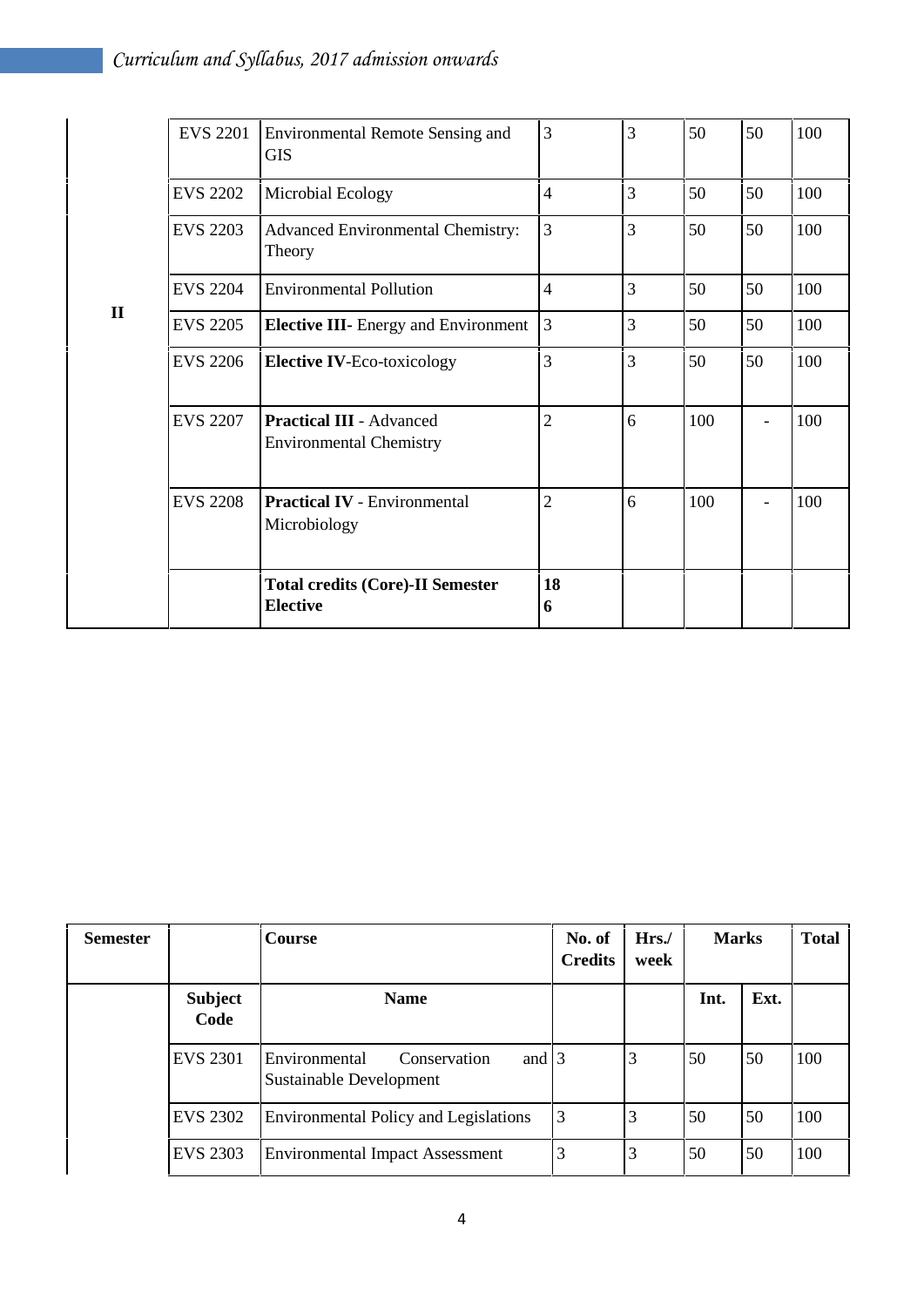| | | | | | | | |
|---|---|---|---|---|---|---|---|
| II | EVS 2201 | Environmental Remote Sensing and GIS | 3 | 3 | 50 | 50 | 100 |
| | EVS 2202 | Microbial Ecology | 4 | 3 | 50 | 50 | 100 |
| | EVS 2203 | Advanced Environmental Chemistry: Theory | 3 | 3 | 50 | 50 | 100 |
| | EVS 2204 | Environmental Pollution | 4 | 3 | 50 | 50 | 100 |
| | EVS 2205 | **Elective III**- Energy and Environment | 3 | 3 | 50 | 50 | 100 |
| | EVS 2206 | **Elective IV**-Eco-toxicology | 3 | 3 | 50 | 50 | 100 |
| | EVS 2207 | **Practical III** - Advanced Environmental Chemistry | 2 | 6 | 100 | - | 100 |
| | EVS 2208 | **Practical IV** - Environmental Microbiology | 2 | 6 | 100 | - | 100 |
| | | **Total credits (Core)-II Semester Elective** | **18** **6** | | | | |

| Semester | | Course | No. of Credits | Hrs./ week | Marks | | Total |
|---|---|---|---|---|---|---|---|
| | Subject Code | Name | | | Int. | Ext. | |
| | EVS 2301 | Environmental Conservation and Sustainable Development | 3 | 3 | 50 | 50 | 100 |
| | EVS 2302 | Environmental Policy and Legislations | 3 | 3 | 50 | 50 | 100 |
| | EVS 2303 | Environmental Impact Assessment | 3 | 3 | 50 | 50 | 100 |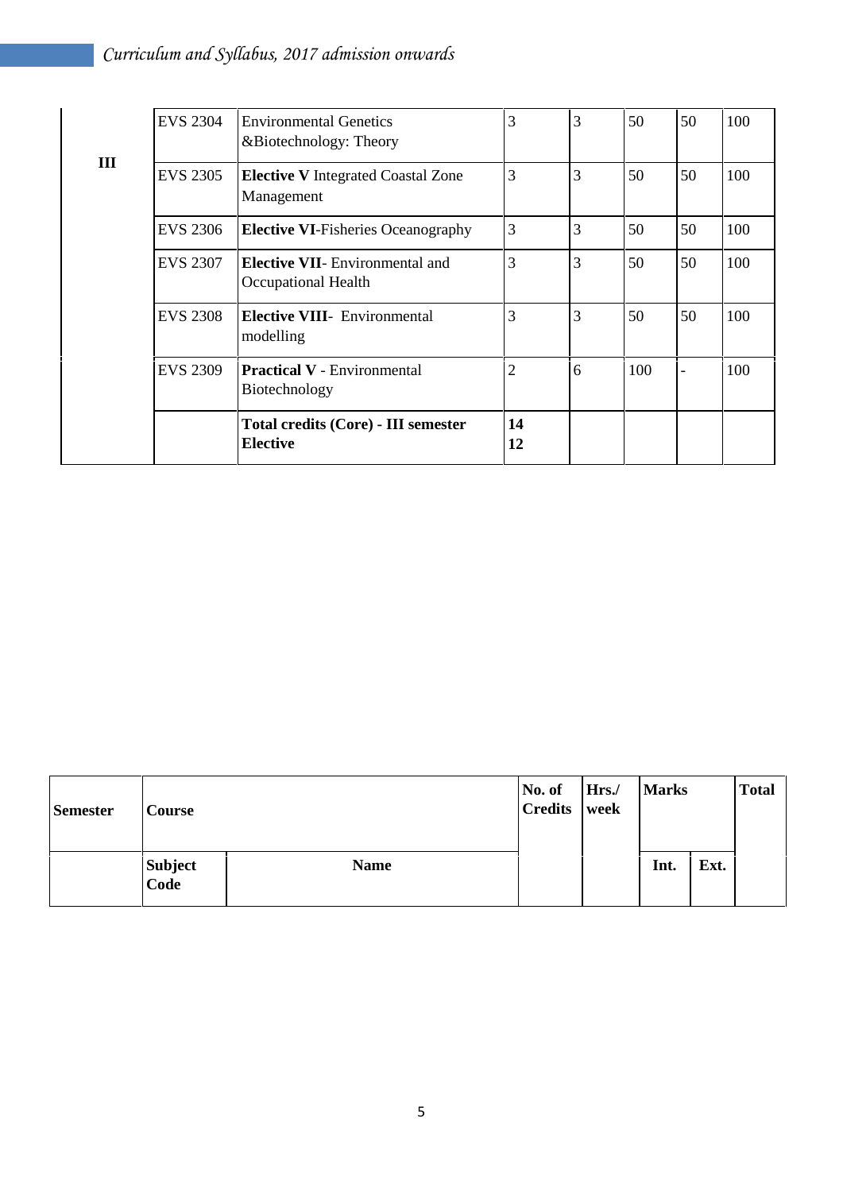| | | | | | | | |
|---|---|---|---|---|---|---|---|
| III | EVS 2304 | Environmental Genetics &Biotechnology: Theory | 3 | 3 | 50 | 50 | 100 |
| | EVS 2305 | **Elective V** Integrated Coastal Zone Management | 3 | 3 | 50 | 50 | 100 |
| | EVS 2306 | **Elective VI**-Fisheries Oceanography | 3 | 3 | 50 | 50 | 100 |
| | EVS 2307 | **Elective VII**- Environmental and Occupational Health | 3 | 3 | 50 | 50 | 100 |
| | EVS 2308 | **Elective VIII**- Environmental modelling | 3 | 3 | 50 | 50 | 100 |
| | EVS 2309 | **Practical V** - Environmental Biotechnology | 2 | 6 | 100 | - | 100 |
| | | **Total credits (Core) - III semester Elective** | **14 12** | | | | |

| Semester | Course | | No. of Credits | Hrs./ week | Marks | | Total |
|---|---|---|---|---|---|---|---|
| | **Subject Code** | **Name** | | | **Int.** | **Ext.** | |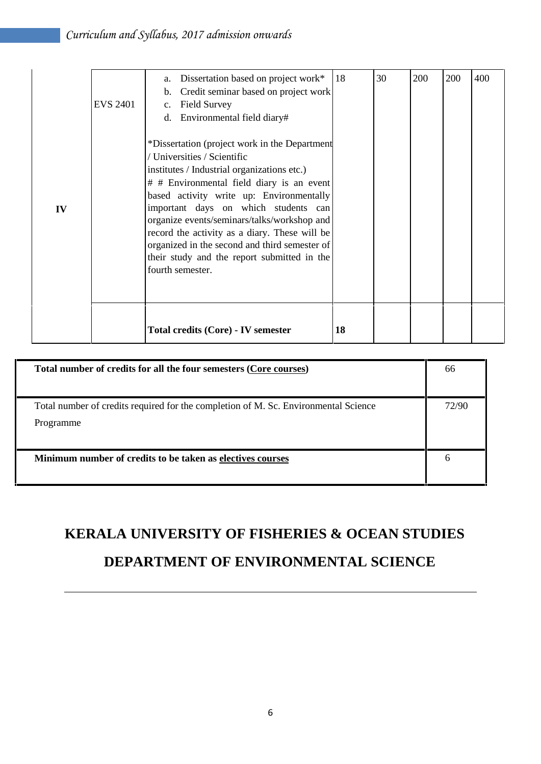| IV | EVS 2401 | a. Dissertation based on project work* <br> b. Credit seminar based on project work <br> c. Field Survey <br> d. Environmental field diary# <br><br> *Dissertation (project work in the Department / Universities / Scientific institutes / Industrial organizations etc.) <br> # # Environmental field diary is an event based activity write up: Environmentally important days on which students can organize events/seminars/talks/workshop and record the activity as a diary. These will be organized in the second and third semester of their study and the report submitted in the fourth semester. | 18 | 30 | 200 | 200 | 400 |
|---|---|---|---|---|---|---|---|
| | | **Total credits (Core) - IV semester** | **18** | | | | |

| **Total number of credits for all the four semesters (<u>Core courses</u>)** | 66 |
|---|---|
| Total number of credits required for the completion of M. Sc. Environmental Science Programme | 72/90 |
| **Minimum number of credits to be taken as <u>electives courses</u>** | 6 |

# KERALA UNIVERSITY OF FISHERIES & OCEAN STUDIES

# DEPARTMENT OF ENVIRONMENTAL SCIENCE

---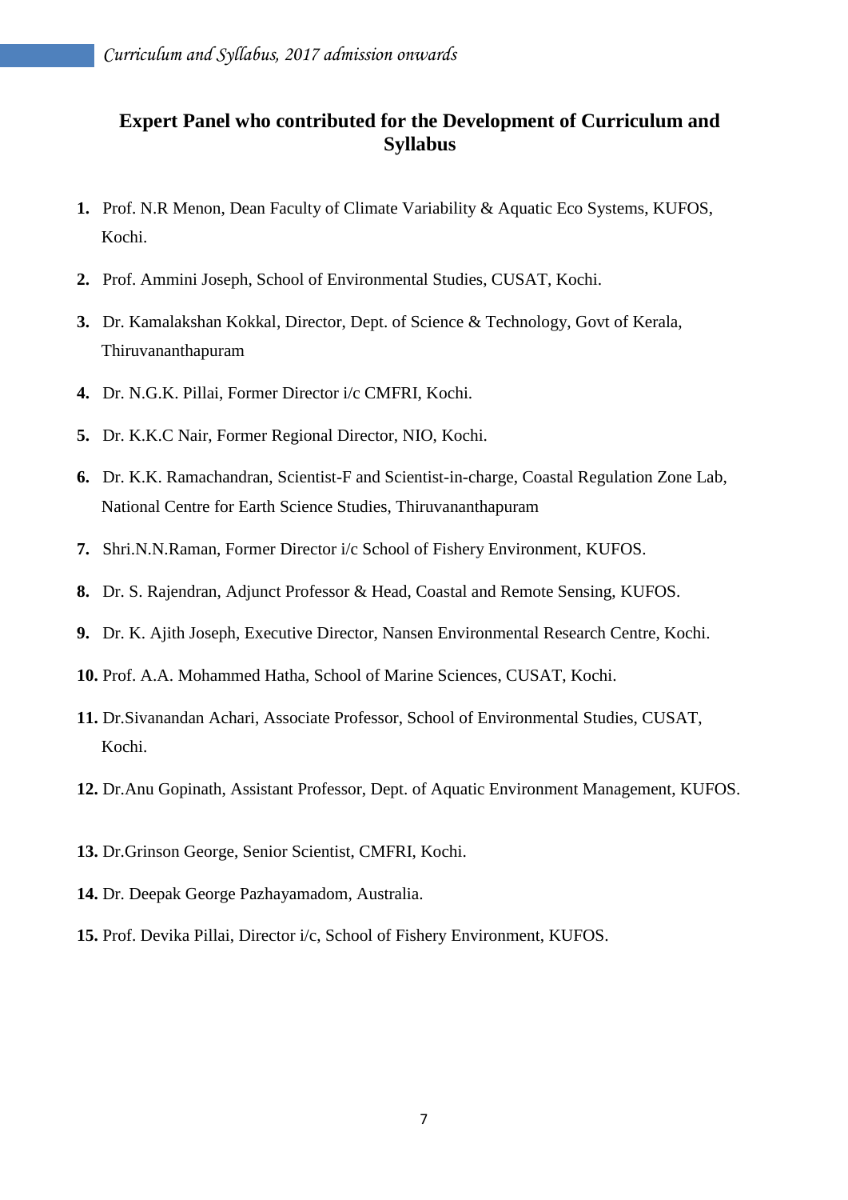## Expert Panel who contributed for the Development of Curriculum and Syllabus

1. Prof. N.R Menon, Dean Faculty of Climate Variability & Aquatic Eco Systems, KUFOS, Kochi.
2. Prof. Ammini Joseph, School of Environmental Studies, CUSAT, Kochi.
3. Dr. Kamalakshan Kokkal, Director, Dept. of Science & Technology, Govt of Kerala, Thiruvananthapuram
4. Dr. N.G.K. Pillai, Former Director i/c CMFRI, Kochi.
5. Dr. K.K.C Nair, Former Regional Director, NIO, Kochi.
6. Dr. K.K. Ramachandran, Scientist-F and Scientist-in-charge, Coastal Regulation Zone Lab, National Centre for Earth Science Studies, Thiruvananthapuram
7. Shri.N.N.Raman, Former Director i/c School of Fishery Environment, KUFOS.
8. Dr. S. Rajendran, Adjunct Professor & Head, Coastal and Remote Sensing, KUFOS.
9. Dr. K. Ajith Joseph, Executive Director, Nansen Environmental Research Centre, Kochi.
10. Prof. A.A. Mohammed Hatha, School of Marine Sciences, CUSAT, Kochi.
11. Dr.Sivanandan Achari, Associate Professor, School of Environmental Studies, CUSAT, Kochi.
12. Dr.Anu Gopinath, Assistant Professor, Dept. of Aquatic Environment Management, KUFOS.
13. Dr.Grinson George, Senior Scientist, CMFRI, Kochi.
14. Dr. Deepak George Pazhayamadom, Australia.
15. Prof. Devika Pillai, Director i/c, School of Fishery Environment, KUFOS.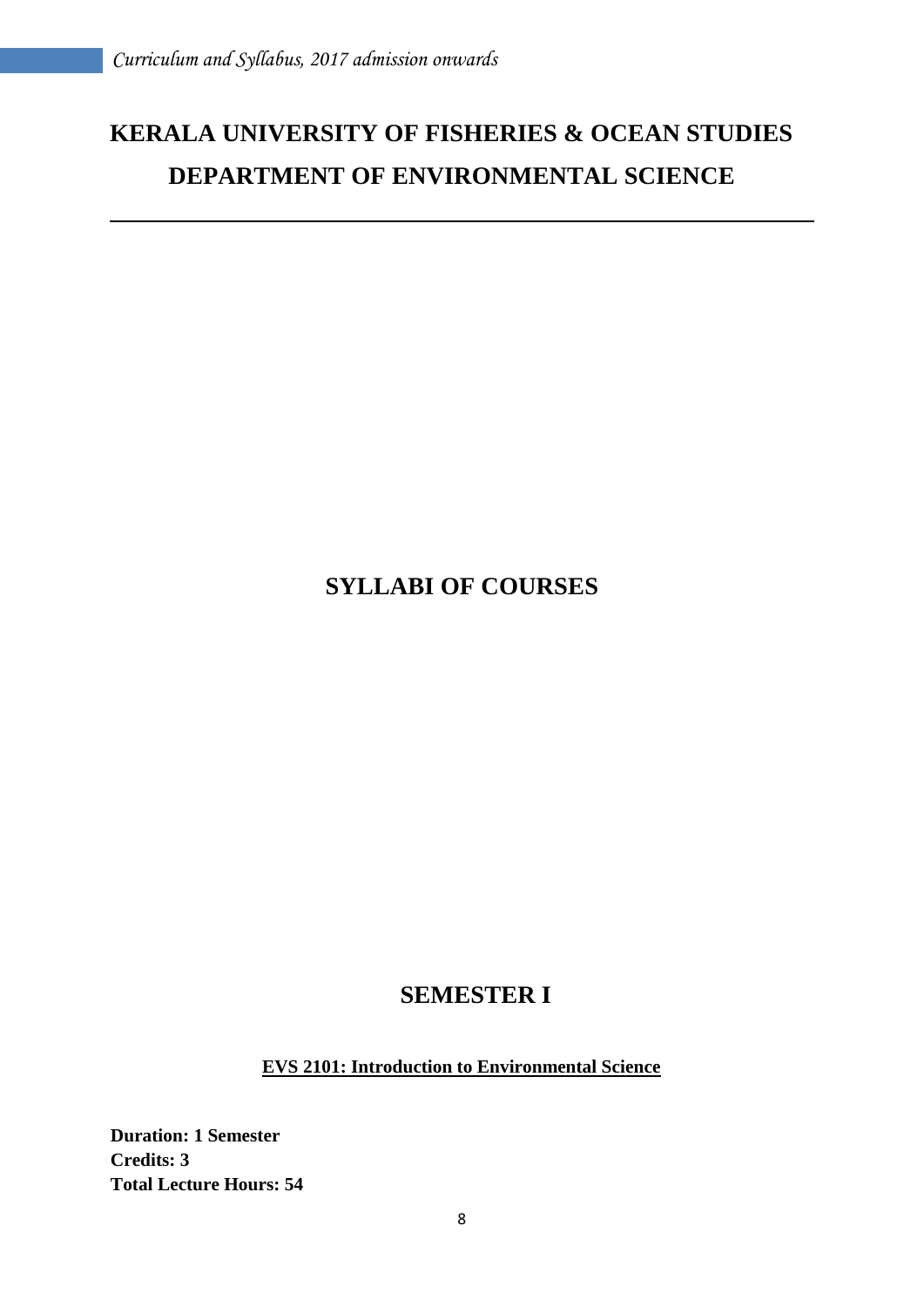# KERALA UNIVERSITY OF FISHERIES & OCEAN STUDIES
# DEPARTMENT OF ENVIRONMENTAL SCIENCE

---

## SYLLABI OF COURSES

## SEMESTER I

**EVS 2101: Introduction to Environmental Science**

**Duration: 1 Semester**
**Credits: 3**
**Total Lecture Hours: 54**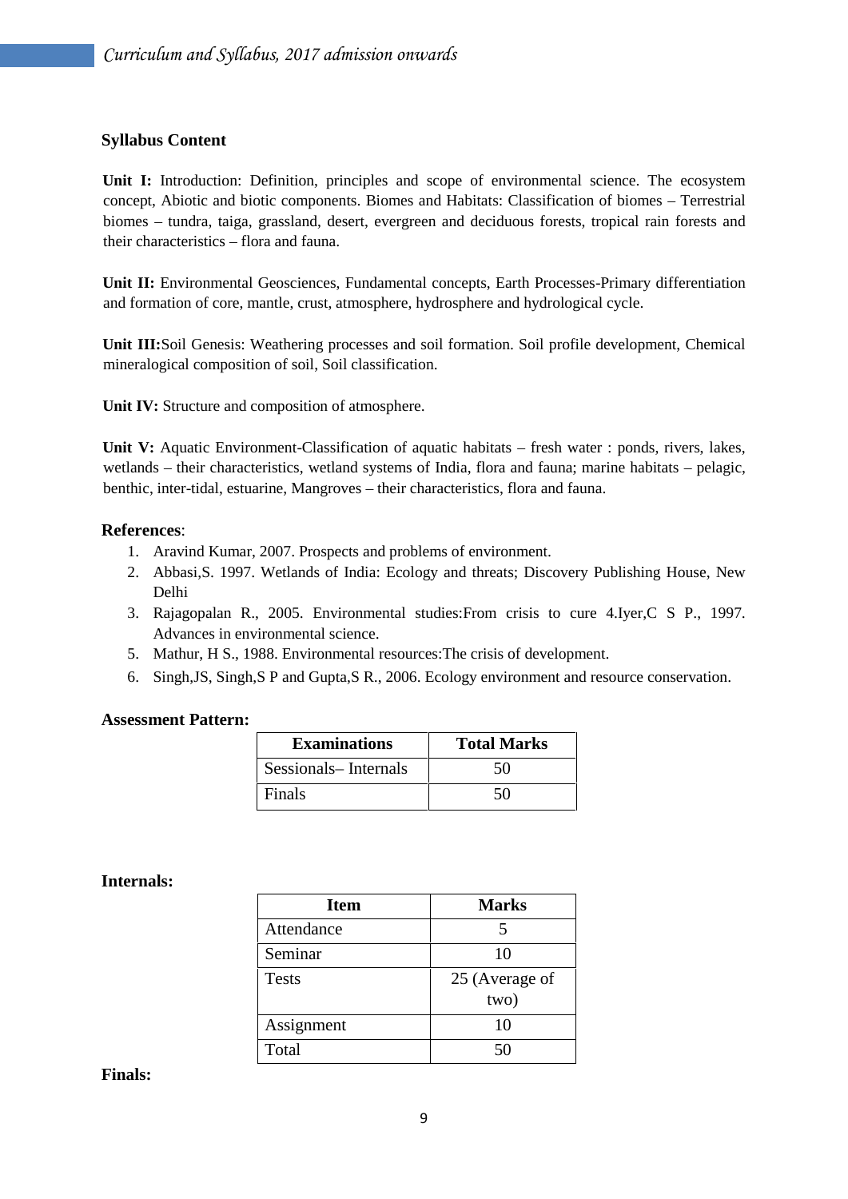### Syllabus Content

**Unit I:** Introduction: Definition, principles and scope of environmental science. The ecosystem concept, Abiotic and biotic components. Biomes and Habitats: Classification of biomes – Terrestrial biomes – tundra, taiga, grassland, desert, evergreen and deciduous forests, tropical rain forests and their characteristics – flora and fauna.

**Unit II:** Environmental Geosciences, Fundamental concepts, Earth Processes-Primary differentiation and formation of core, mantle, crust, atmosphere, hydrosphere and hydrological cycle.

**Unit III:**Soil Genesis: Weathering processes and soil formation. Soil profile development, Chemical mineralogical composition of soil, Soil classification.

**Unit IV:** Structure and composition of atmosphere.

**Unit V:** Aquatic Environment-Classification of aquatic habitats – fresh water : ponds, rivers, lakes, wetlands – their characteristics, wetland systems of India, flora and fauna; marine habitats – pelagic, benthic, inter-tidal, estuarine, Mangroves – their characteristics, flora and fauna.

**References**:

1. Aravind Kumar, 2007. Prospects and problems of environment.
2. Abbasi,S. 1997. Wetlands of India: Ecology and threats; Discovery Publishing House, New Delhi
3. Rajagopalan R., 2005. Environmental studies:From crisis to cure 4.Iyer,C S P., 1997. Advances in environmental science.
5. Mathur, H S., 1988. Environmental resources:The crisis of development.
6. Singh,JS, Singh,S P and Gupta,S R., 2006. Ecology environment and resource conservation.

**Assessment Pattern:**

| Examinations | Total Marks |
|---|---|
| Sessionals– Internals | 50 |
| Finals | 50 |

**Internals:**

| Item | Marks |
|---|---|
| Attendance | 5 |
| Seminar | 10 |
| Tests | 25 (Average of two) |
| Assignment | 10 |
| Total | 50 |

**Finals:**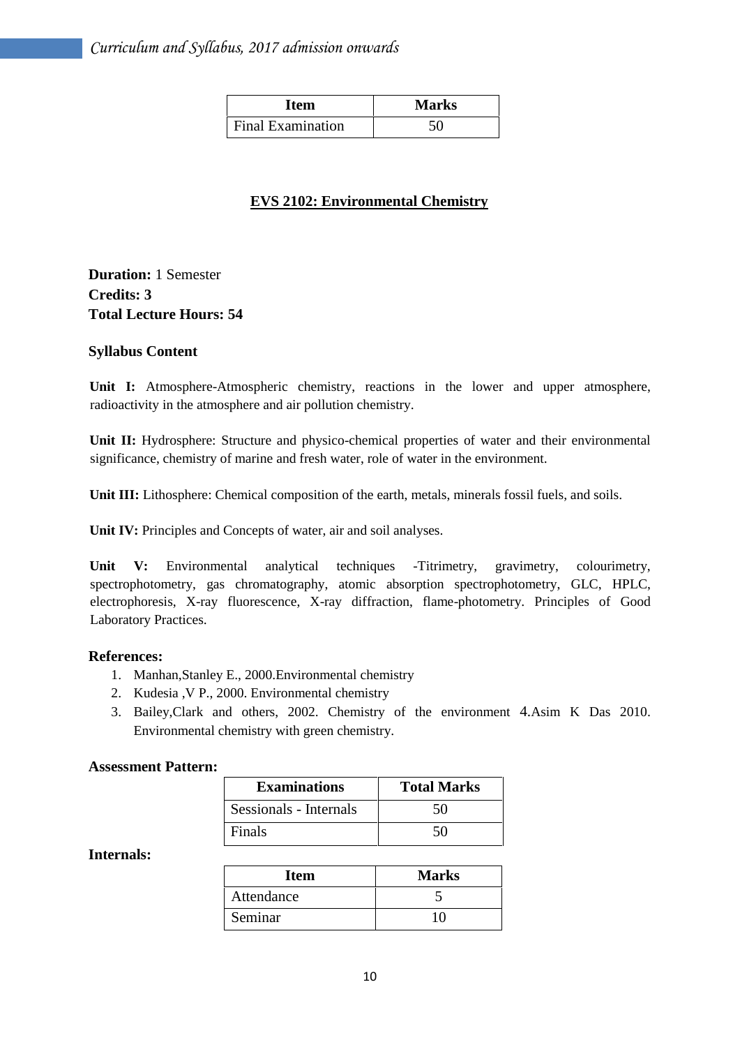| Item | Marks |
| --- | --- |
| Final Examination | 50 |

## EVS 2102: Environmental Chemistry

**Duration:** 1 Semester
**Credits: 3**
**Total Lecture Hours: 54**

**Syllabus Content**

**Unit I:** Atmosphere-Atmospheric chemistry, reactions in the lower and upper atmosphere, radioactivity in the atmosphere and air pollution chemistry.

**Unit II:** Hydrosphere: Structure and physico-chemical properties of water and their environmental significance, chemistry of marine and fresh water, role of water in the environment.

**Unit III:** Lithosphere: Chemical composition of the earth, metals, minerals fossil fuels, and soils.

**Unit IV:** Principles and Concepts of water, air and soil analyses.

**Unit V:** Environmental analytical techniques -Titrimetry, gravimetry, colourimetry, spectrophotometry, gas chromatography, atomic absorption spectrophotometry, GLC, HPLC, electrophoresis, X-ray fluorescence, X-ray diffraction, flame-photometry. Principles of Good Laboratory Practices.

**References:**

1. Manhan,Stanley E., 2000.Environmental chemistry
2. Kudesia ,V P., 2000. Environmental chemistry
3. Bailey,Clark and others, 2002. Chemistry of the environment 4.Asim K Das 2010. Environmental chemistry with green chemistry.

**Assessment Pattern:**

| Examinations | Total Marks |
| --- | --- |
| Sessionals - Internals | 50 |
| Finals | 50 |

**Internals:**

| Item | Marks |
| --- | --- |
| Attendance | 5 |
| Seminar | 10 |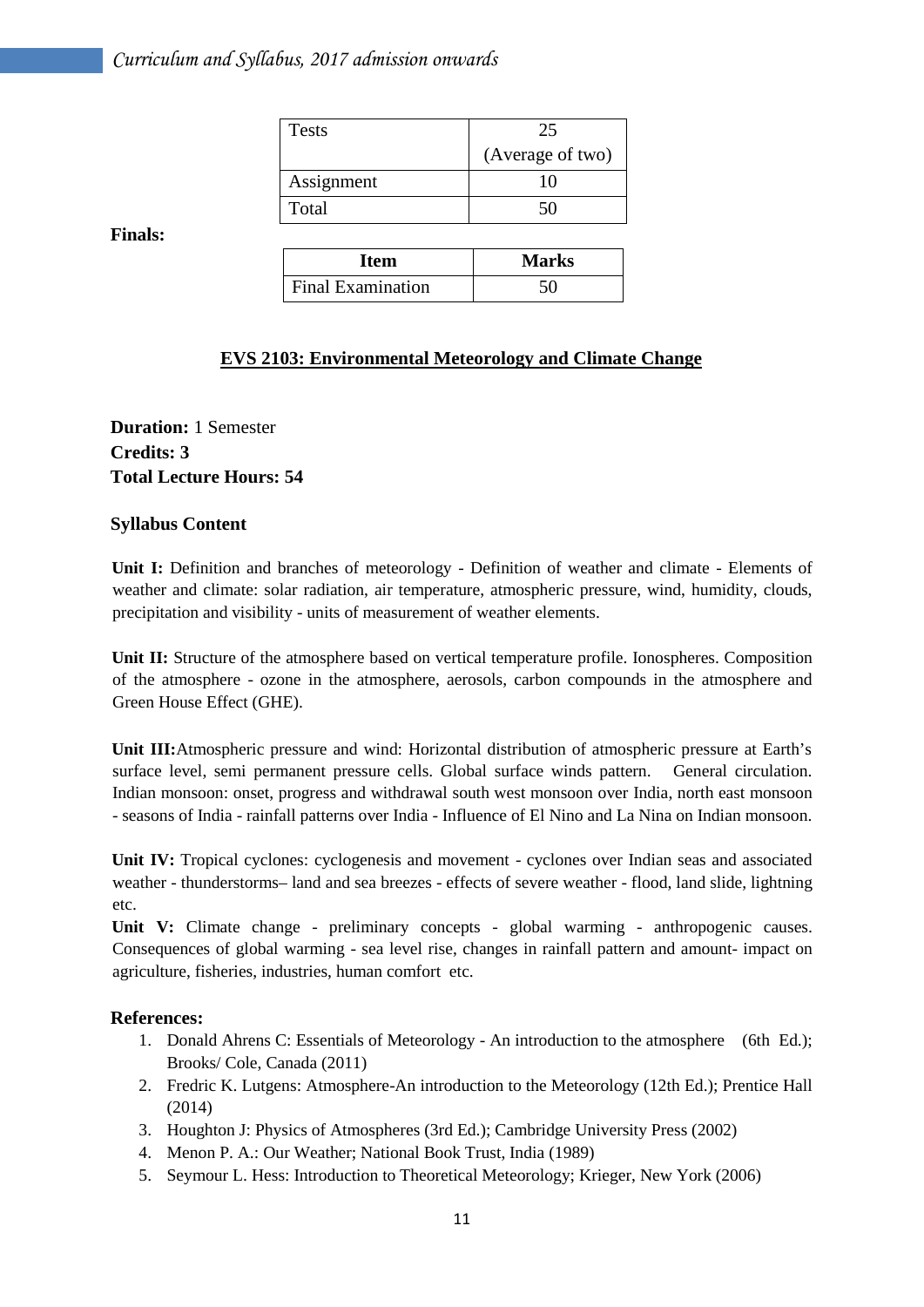| Tests | 25 (Average of two) |
|---|---|
| Assignment | 10 |
| Total | 50 |

**Finals:**

| Item | Marks |
|---|---|
| Final Examination | 50 |

## EVS 2103: Environmental Meteorology and Climate Change

**Duration:** 1 Semester
**Credits: 3**
**Total Lecture Hours: 54**

### Syllabus Content

**Unit I:** Definition and branches of meteorology - Definition of weather and climate - Elements of weather and climate: solar radiation, air temperature, atmospheric pressure, wind, humidity, clouds, precipitation and visibility - units of measurement of weather elements.

**Unit II:** Structure of the atmosphere based on vertical temperature profile. Ionospheres. Composition of the atmosphere - ozone in the atmosphere, aerosols, carbon compounds in the atmosphere and Green House Effect (GHE).

**Unit III:** Atmospheric pressure and wind: Horizontal distribution of atmospheric pressure at Earth's surface level, semi permanent pressure cells. Global surface winds pattern. General circulation. Indian monsoon: onset, progress and withdrawal south west monsoon over India, north east monsoon - seasons of India - rainfall patterns over India - Influence of El Nino and La Nina on Indian monsoon.

**Unit IV:** Tropical cyclones: cyclogenesis and movement - cyclones over Indian seas and associated weather - thunderstorms– land and sea breezes - effects of severe weather - flood, land slide, lightning etc.

**Unit V:** Climate change - preliminary concepts - global warming - anthropogenic causes. Consequences of global warming - sea level rise, changes in rainfall pattern and amount- impact on agriculture, fisheries, industries, human comfort etc.

### References:

1. Donald Ahrens C: Essentials of Meteorology - An introduction to the atmosphere (6th Ed.); Brooks/ Cole, Canada (2011)
2. Fredric K. Lutgens: Atmosphere-An introduction to the Meteorology (12th Ed.); Prentice Hall (2014)
3. Houghton J: Physics of Atmospheres (3rd Ed.); Cambridge University Press (2002)
4. Menon P. A.: Our Weather; National Book Trust, India (1989)
5. Seymour L. Hess: Introduction to Theoretical Meteorology; Krieger, New York (2006)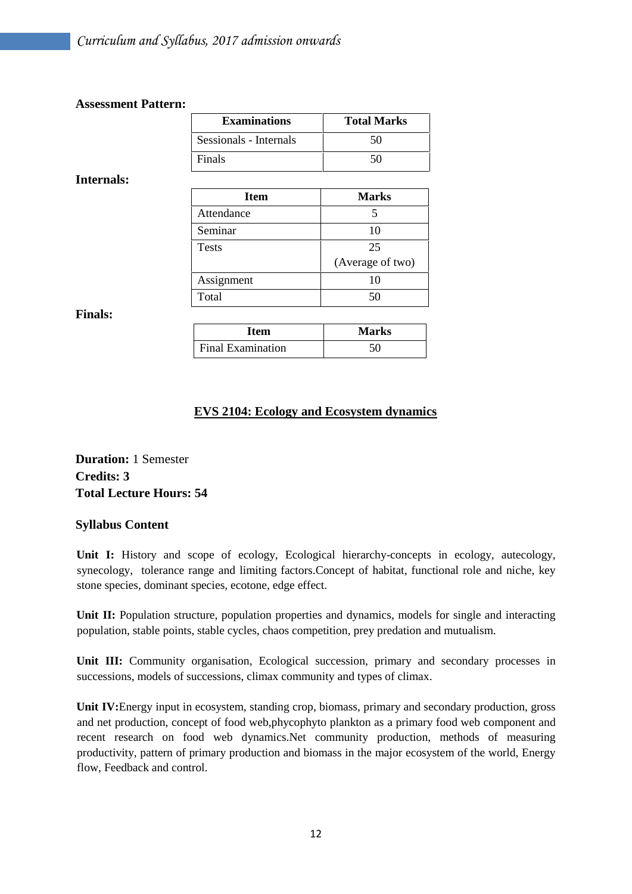**Assessment Pattern:**

| Examinations | Total Marks |
|---|---|
| Sessionals - Internals | 50 |
| Finals | 50 |

**Internals:**

| Item | Marks |
|---|---|
| Attendance | 5 |
| Seminar | 10 |
| Tests | 25 (Average of two) |
| Assignment | 10 |
| Total | 50 |

**Finals:**

| Item | Marks |
|---|---|
| Final Examination | 50 |

## EVS 2104: Ecology and Ecosystem dynamics

**Duration:** 1 Semester
**Credits: 3**
**Total Lecture Hours: 54**

### Syllabus Content

**Unit I:** History and scope of ecology, Ecological hierarchy-concepts in ecology, autecology, synecology, tolerance range and limiting factors.Concept of habitat, functional role and niche, key stone species, dominant species, ecotone, edge effect.

**Unit II:** Population structure, population properties and dynamics, models for single and interacting population, stable points, stable cycles, chaos competition, prey predation and mutualism.

**Unit III:** Community organisation, Ecological succession, primary and secondary processes in successions, models of successions, climax community and types of climax.

**Unit IV:**Energy input in ecosystem, standing crop, biomass, primary and secondary production, gross and net production, concept of food web,phycophyto plankton as a primary food web component and recent research on food web dynamics.Net community production, methods of measuring productivity, pattern of primary production and biomass in the major ecosystem of the world, Energy flow, Feedback and control.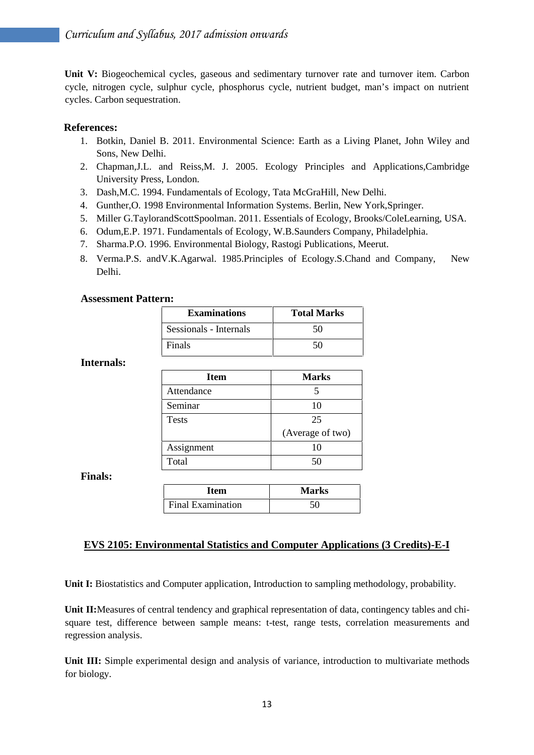**Unit V:** Biogeochemical cycles, gaseous and sedimentary turnover rate and turnover item. Carbon cycle, nitrogen cycle, sulphur cycle, phosphorus cycle, nutrient budget, man's impact on nutrient cycles. Carbon sequestration.

**References:**

1. Botkin, Daniel B. 2011. Environmental Science: Earth as a Living Planet, John Wiley and Sons, New Delhi.
2. Chapman,J.L. and Reiss,M. J. 2005. Ecology Principles and Applications,Cambridge University Press, London.
3. Dash,M.C. 1994. Fundamentals of Ecology, Tata McGraHill, New Delhi.
4. Gunther,O. 1998 Environmental Information Systems. Berlin, New York,Springer.
5. Miller G.TaylorandScottSpoolman. 2011. Essentials of Ecology, Brooks/ColeLearning, USA.
6. Odum,E.P. 1971. Fundamentals of Ecology, W.B.Saunders Company, Philadelphia.
7. Sharma.P.O. 1996. Environmental Biology, Rastogi Publications, Meerut.
8. Verma.P.S. andV.K.Agarwal. 1985.Principles of Ecology.S.Chand and Company, New Delhi.

**Assessment Pattern:**

| Examinations | Total Marks |
|---|---|
| Sessionals - Internals | 50 |
| Finals | 50 |

**Internals:**

| Item | Marks |
|---|---|
| Attendance | 5 |
| Seminar | 10 |
| Tests | 25 (Average of two) |
| Assignment | 10 |
| Total | 50 |

**Finals:**

| Item | Marks |
|---|---|
| Final Examination | 50 |

## EVS 2105: Environmental Statistics and Computer Applications (3 Credits)-E-I

**Unit I:** Biostatistics and Computer application, Introduction to sampling methodology, probability.

**Unit II:**Measures of central tendency and graphical representation of data, contingency tables and chi-square test, difference between sample means: t-test, range tests, correlation measurements and regression analysis.

**Unit III:** Simple experimental design and analysis of variance, introduction to multivariate methods for biology.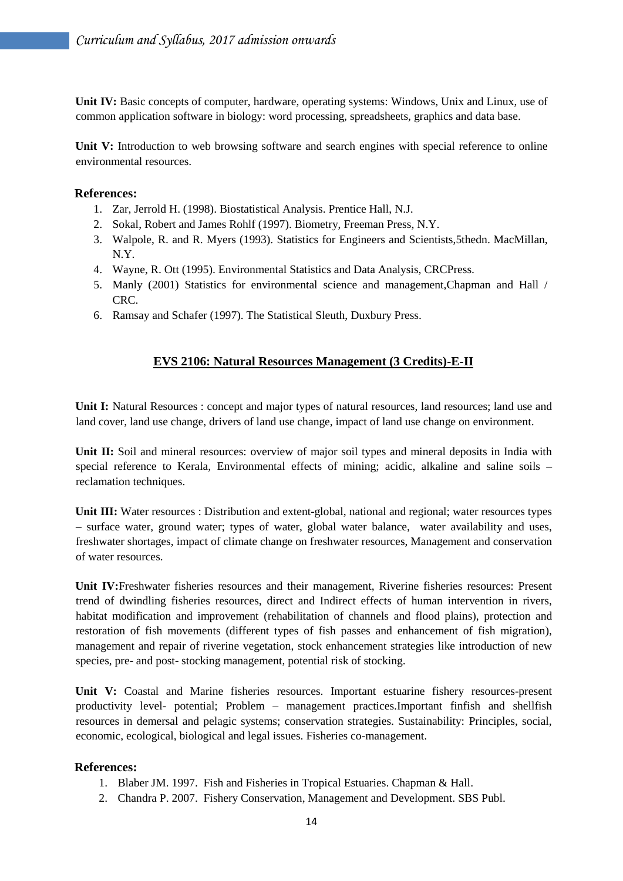**Unit IV:** Basic concepts of computer, hardware, operating systems: Windows, Unix and Linux, use of common application software in biology: word processing, spreadsheets, graphics and data base.

**Unit V:** Introduction to web browsing software and search engines with special reference to online environmental resources.

**References:**

1. Zar, Jerrold H. (1998). Biostatistical Analysis. Prentice Hall, N.J.
2. Sokal, Robert and James Rohlf (1997). Biometry, Freeman Press, N.Y.
3. Walpole, R. and R. Myers (1993). Statistics for Engineers and Scientists,5thedn. MacMillan, N.Y.
4. Wayne, R. Ott (1995). Environmental Statistics and Data Analysis, CRCPress.
5. Manly (2001) Statistics for environmental science and management,Chapman and Hall / CRC.
6. Ramsay and Schafer (1997). The Statistical Sleuth, Duxbury Press.

## EVS 2106: Natural Resources Management (3 Credits)-E-II

**Unit I:** Natural Resources : concept and major types of natural resources, land resources; land use and land cover, land use change, drivers of land use change, impact of land use change on environment.

**Unit II:** Soil and mineral resources: overview of major soil types and mineral deposits in India with special reference to Kerala, Environmental effects of mining; acidic, alkaline and saline soils – reclamation techniques.

**Unit III:** Water resources : Distribution and extent-global, national and regional; water resources types – surface water, ground water; types of water, global water balance, water availability and uses, freshwater shortages, impact of climate change on freshwater resources, Management and conservation of water resources.

**Unit IV:**Freshwater fisheries resources and their management, Riverine fisheries resources: Present trend of dwindling fisheries resources, direct and Indirect effects of human intervention in rivers, habitat modification and improvement (rehabilitation of channels and flood plains), protection and restoration of fish movements (different types of fish passes and enhancement of fish migration), management and repair of riverine vegetation, stock enhancement strategies like introduction of new species, pre- and post- stocking management, potential risk of stocking.

**Unit V:** Coastal and Marine fisheries resources. Important estuarine fishery resources-present productivity level- potential; Problem – management practices.Important finfish and shellfish resources in demersal and pelagic systems; conservation strategies. Sustainability: Principles, social, economic, ecological, biological and legal issues. Fisheries co-management.

**References:**

1. Blaber JM. 1997. Fish and Fisheries in Tropical Estuaries. Chapman & Hall.
2. Chandra P. 2007. Fishery Conservation, Management and Development. SBS Publ.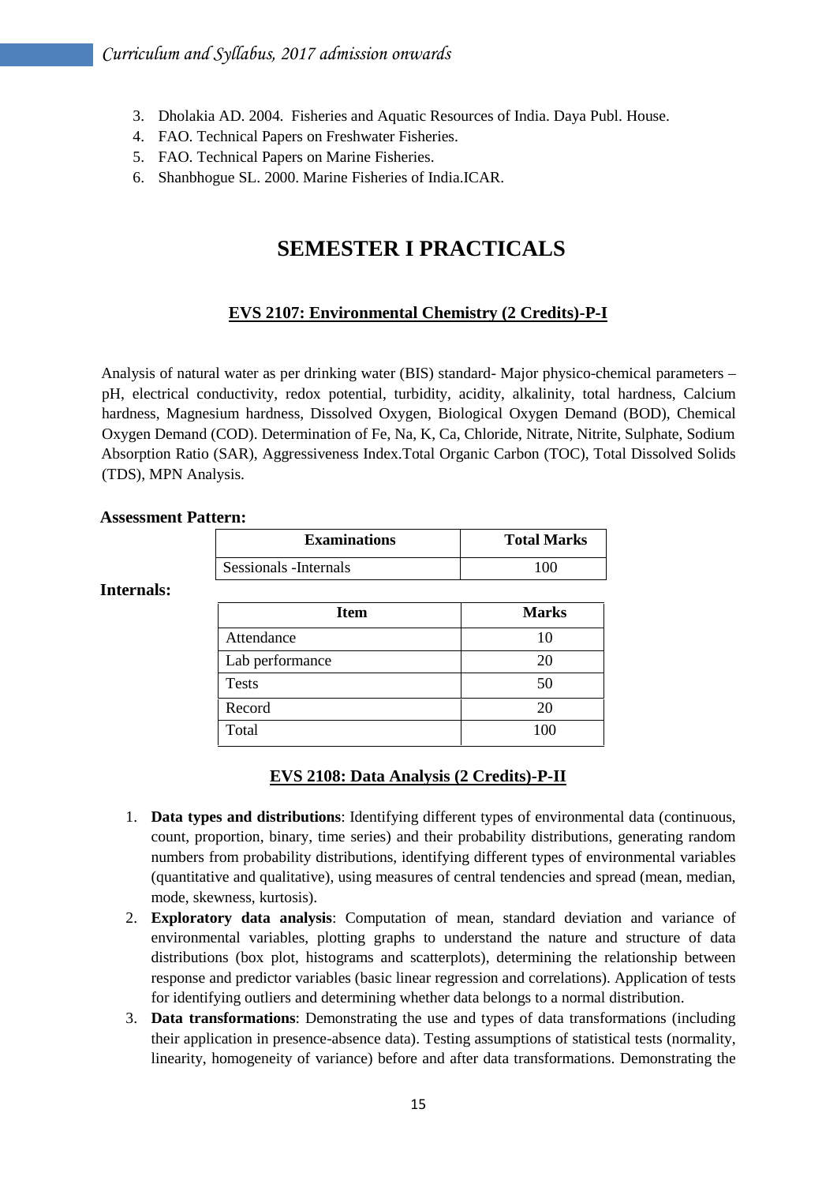3. Dholakia AD. 2004. Fisheries and Aquatic Resources of India. Daya Publ. House.
4. FAO. Technical Papers on Freshwater Fisheries.
5. FAO. Technical Papers on Marine Fisheries.
6. Shanbhogue SL. 2000. Marine Fisheries of India.ICAR.

# SEMESTER I PRACTICALS

## EVS 2107: Environmental Chemistry (2 Credits)-P-I

Analysis of natural water as per drinking water (BIS) standard- Major physico-chemical parameters – pH, electrical conductivity, redox potential, turbidity, acidity, alkalinity, total hardness, Calcium hardness, Magnesium hardness, Dissolved Oxygen, Biological Oxygen Demand (BOD), Chemical Oxygen Demand (COD). Determination of Fe, Na, K, Ca, Chloride, Nitrate, Nitrite, Sulphate, Sodium Absorption Ratio (SAR), Aggressiveness Index.Total Organic Carbon (TOC), Total Dissolved Solids (TDS), MPN Analysis.

**Assessment Pattern:**

| Examinations | Total Marks |
|---|---|
| Sessionals -Internals | 100 |

**Internals:**

| Item | Marks |
|---|---|
| Attendance | 10 |
| Lab performance | 20 |
| Tests | 50 |
| Record | 20 |
| Total | 100 |

## EVS 2108: Data Analysis (2 Credits)-P-II

1. **Data types and distributions**: Identifying different types of environmental data (continuous, count, proportion, binary, time series) and their probability distributions, generating random numbers from probability distributions, identifying different types of environmental variables (quantitative and qualitative), using measures of central tendencies and spread (mean, median, mode, skewness, kurtosis).
2. **Exploratory data analysis**: Computation of mean, standard deviation and variance of environmental variables, plotting graphs to understand the nature and structure of data distributions (box plot, histograms and scatterplots), determining the relationship between response and predictor variables (basic linear regression and correlations). Application of tests for identifying outliers and determining whether data belongs to a normal distribution.
3. **Data transformations**: Demonstrating the use and types of data transformations (including their application in presence-absence data). Testing assumptions of statistical tests (normality, linearity, homogeneity of variance) before and after data transformations. Demonstrating the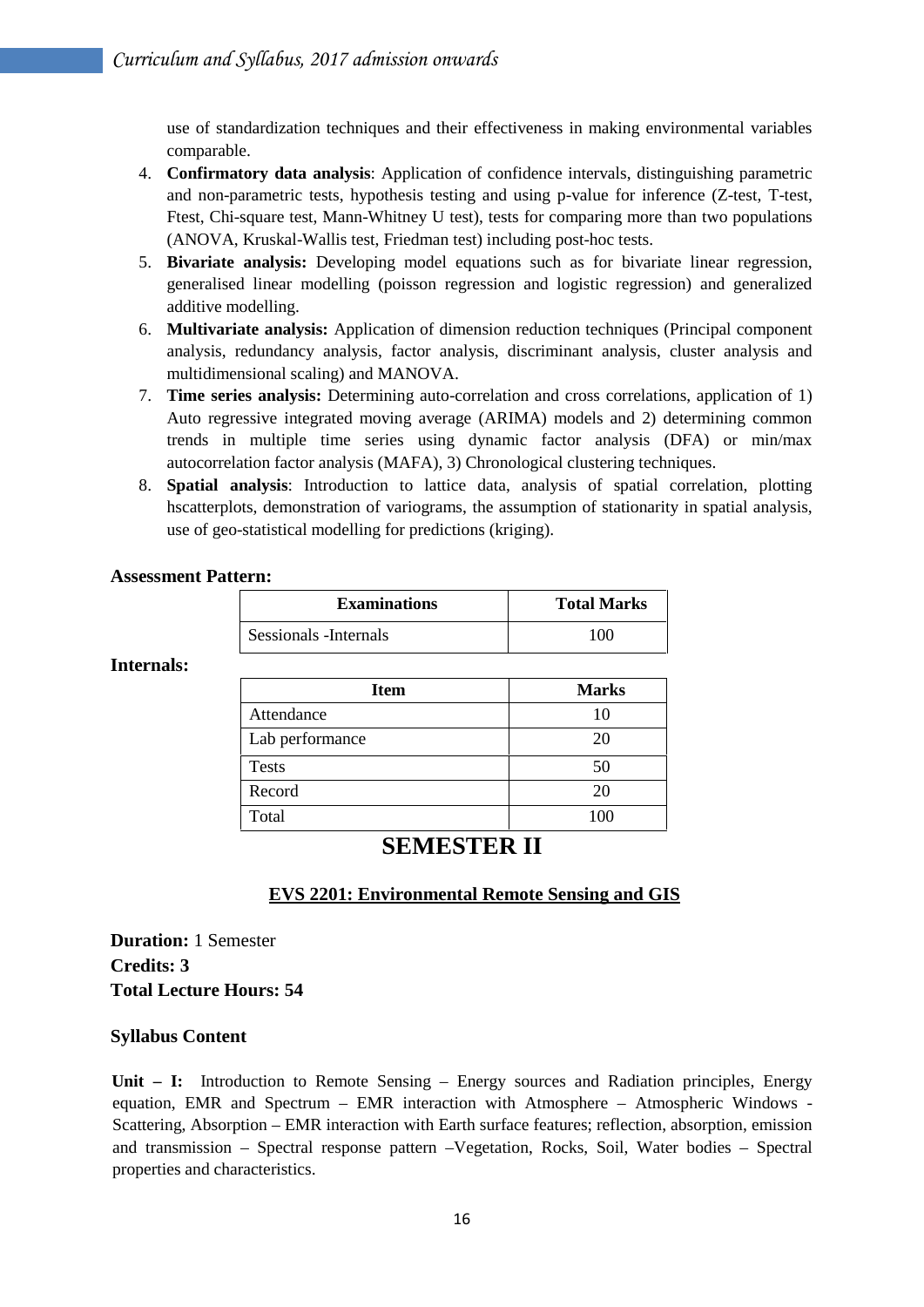use of standardization techniques and their effectiveness in making environmental variables comparable.

4. **Confirmatory data analysis**: Application of confidence intervals, distinguishing parametric and non-parametric tests, hypothesis testing and using p-value for inference (Z-test, T-test, Ftest, Chi-square test, Mann-Whitney U test), tests for comparing more than two populations (ANOVA, Kruskal-Wallis test, Friedman test) including post-hoc tests.
5. **Bivariate analysis:** Developing model equations such as for bivariate linear regression, generalised linear modelling (poisson regression and logistic regression) and generalized additive modelling.
6. **Multivariate analysis:** Application of dimension reduction techniques (Principal component analysis, redundancy analysis, factor analysis, discriminant analysis, cluster analysis and multidimensional scaling) and MANOVA.
7. **Time series analysis:** Determining auto-correlation and cross correlations, application of 1) Auto regressive integrated moving average (ARIMA) models and 2) determining common trends in multiple time series using dynamic factor analysis (DFA) or min/max autocorrelation factor analysis (MAFA), 3) Chronological clustering techniques.
8. **Spatial analysis**: Introduction to lattice data, analysis of spatial correlation, plotting hscatterplots, demonstration of variograms, the assumption of stationarity in spatial analysis, use of geo-statistical modelling for predictions (kriging).

**Assessment Pattern:**

| Examinations | Total Marks |
|---|---|
| Sessionals -Internals | 100 |

**Internals:**

| Item | Marks |
|---|---|
| Attendance | 10 |
| Lab performance | 20 |
| Tests | 50 |
| Record | 20 |
| Total | 100 |

# SEMESTER II

## EVS 2201: Environmental Remote Sensing and GIS

**Duration:** 1 Semester
**Credits: 3**
**Total Lecture Hours: 54**

**Syllabus Content**

**Unit – I:** Introduction to Remote Sensing – Energy sources and Radiation principles, Energy equation, EMR and Spectrum – EMR interaction with Atmosphere – Atmospheric Windows - Scattering, Absorption – EMR interaction with Earth surface features; reflection, absorption, emission and transmission – Spectral response pattern –Vegetation, Rocks, Soil, Water bodies – Spectral properties and characteristics.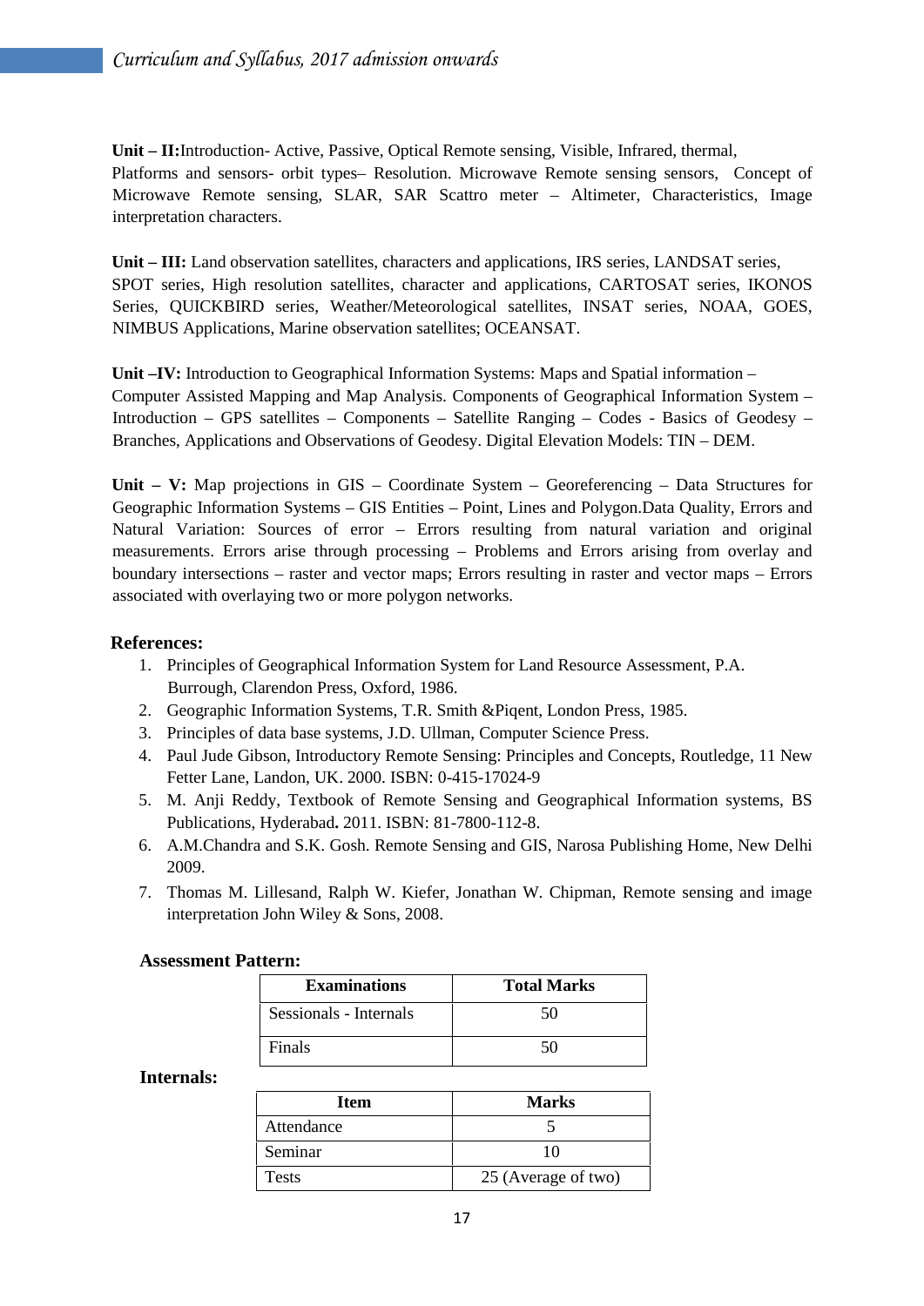**Unit – II:**Introduction- Active, Passive, Optical Remote sensing, Visible, Infrared, thermal, Platforms and sensors- orbit types– Resolution. Microwave Remote sensing sensors, Concept of Microwave Remote sensing, SLAR, SAR Scattro meter – Altimeter, Characteristics, Image interpretation characters.

**Unit – III:** Land observation satellites, characters and applications, IRS series, LANDSAT series, SPOT series, High resolution satellites, character and applications, CARTOSAT series, IKONOS Series, QUICKBIRD series, Weather/Meteorological satellites, INSAT series, NOAA, GOES, NIMBUS Applications, Marine observation satellites; OCEANSAT.

**Unit –IV:** Introduction to Geographical Information Systems: Maps and Spatial information – Computer Assisted Mapping and Map Analysis. Components of Geographical Information System – Introduction – GPS satellites – Components – Satellite Ranging – Codes - Basics of Geodesy – Branches, Applications and Observations of Geodesy. Digital Elevation Models: TIN – DEM.

**Unit – V:** Map projections in GIS – Coordinate System – Georeferencing – Data Structures for Geographic Information Systems – GIS Entities – Point, Lines and Polygon.Data Quality, Errors and Natural Variation: Sources of error – Errors resulting from natural variation and original measurements. Errors arise through processing – Problems and Errors arising from overlay and boundary intersections – raster and vector maps; Errors resulting in raster and vector maps – Errors associated with overlaying two or more polygon networks.

**References:**

1. Principles of Geographical Information System for Land Resource Assessment, P.A. Burrough, Clarendon Press, Oxford, 1986.
2. Geographic Information Systems, T.R. Smith &Piqent, London Press, 1985.
3. Principles of data base systems, J.D. Ullman, Computer Science Press.
4. Paul Jude Gibson, Introductory Remote Sensing: Principles and Concepts, Routledge, 11 New Fetter Lane, Landon, UK. 2000. ISBN: 0-415-17024-9
5. M. Anji Reddy, Textbook of Remote Sensing and Geographical Information systems, BS Publications, Hyderabad**.** 2011. ISBN: 81-7800-112-8.
6. A.M.Chandra and S.K. Gosh. Remote Sensing and GIS, Narosa Publishing Home, New Delhi 2009.
7. Thomas M. Lillesand, Ralph W. Kiefer, Jonathan W. Chipman, Remote sensing and image interpretation John Wiley & Sons, 2008.

**Assessment Pattern:**

| Examinations | Total Marks |
|---|---|
| Sessionals - Internals | 50 |
| Finals | 50 |

**Internals:**

| Item | Marks |
|---|---|
| Attendance | 5 |
| Seminar | 10 |
| Tests | 25 (Average of two) |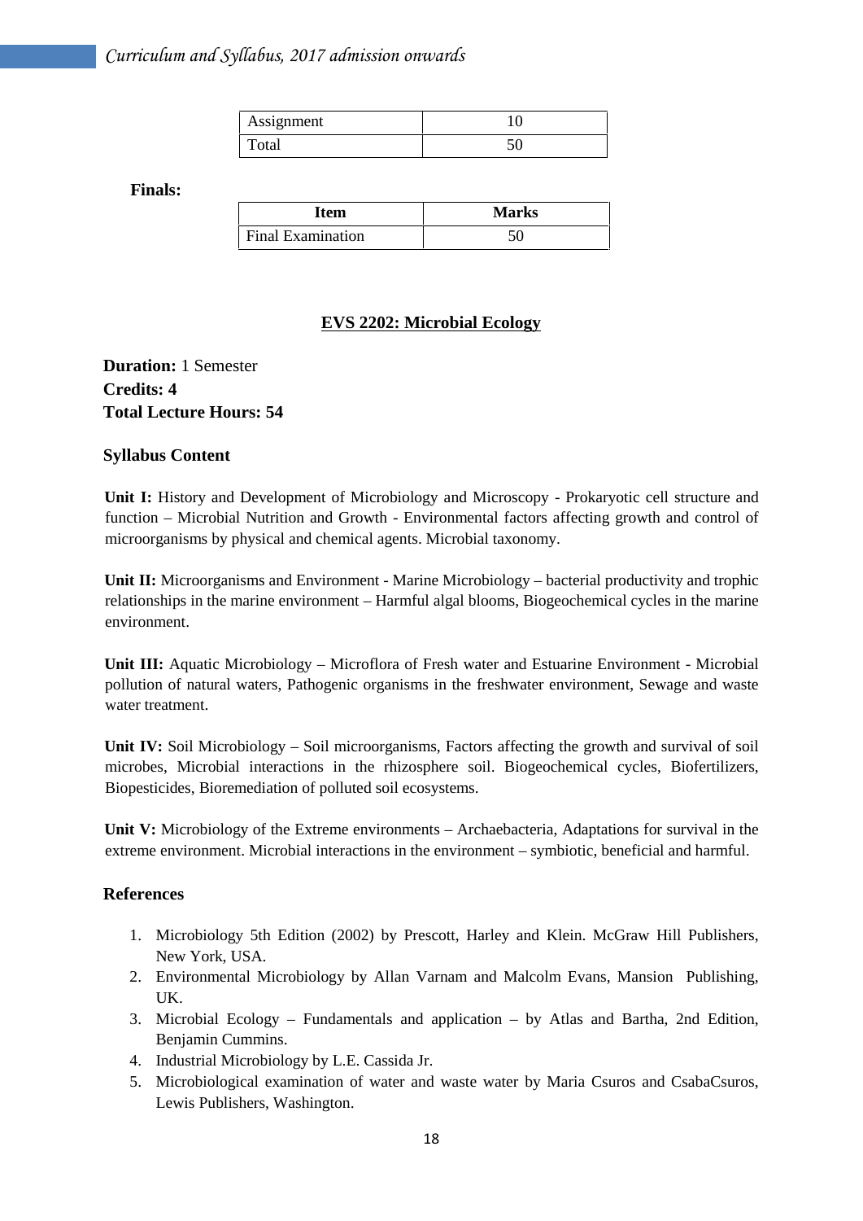| Assignment | 10 |
|---|---|
| Total | 50 |

**Finals:**

| Item | Marks |
|---|---|
| Final Examination | 50 |

## EVS 2202: Microbial Ecology

**Duration:** 1 Semester
**Credits: 4**
**Total Lecture Hours: 54**

### Syllabus Content

**Unit I:** History and Development of Microbiology and Microscopy - Prokaryotic cell structure and function – Microbial Nutrition and Growth - Environmental factors affecting growth and control of microorganisms by physical and chemical agents. Microbial taxonomy.

**Unit II:** Microorganisms and Environment - Marine Microbiology – bacterial productivity and trophic relationships in the marine environment – Harmful algal blooms, Biogeochemical cycles in the marine environment.

**Unit III:** Aquatic Microbiology – Microflora of Fresh water and Estuarine Environment - Microbial pollution of natural waters, Pathogenic organisms in the freshwater environment, Sewage and waste water treatment.

**Unit IV:** Soil Microbiology – Soil microorganisms, Factors affecting the growth and survival of soil microbes, Microbial interactions in the rhizosphere soil. Biogeochemical cycles, Biofertilizers, Biopesticides, Bioremediation of polluted soil ecosystems.

**Unit V:** Microbiology of the Extreme environments – Archaebacteria, Adaptations for survival in the extreme environment. Microbial interactions in the environment – symbiotic, beneficial and harmful.

### References

1. Microbiology 5th Edition (2002) by Prescott, Harley and Klein. McGraw Hill Publishers, New York, USA.
2. Environmental Microbiology by Allan Varnam and Malcolm Evans, Mansion Publishing, UK.
3. Microbial Ecology – Fundamentals and application – by Atlas and Bartha, 2nd Edition, Benjamin Cummins.
4. Industrial Microbiology by L.E. Cassida Jr.
5. Microbiological examination of water and waste water by Maria Csuros and CsabaCsuros, Lewis Publishers, Washington.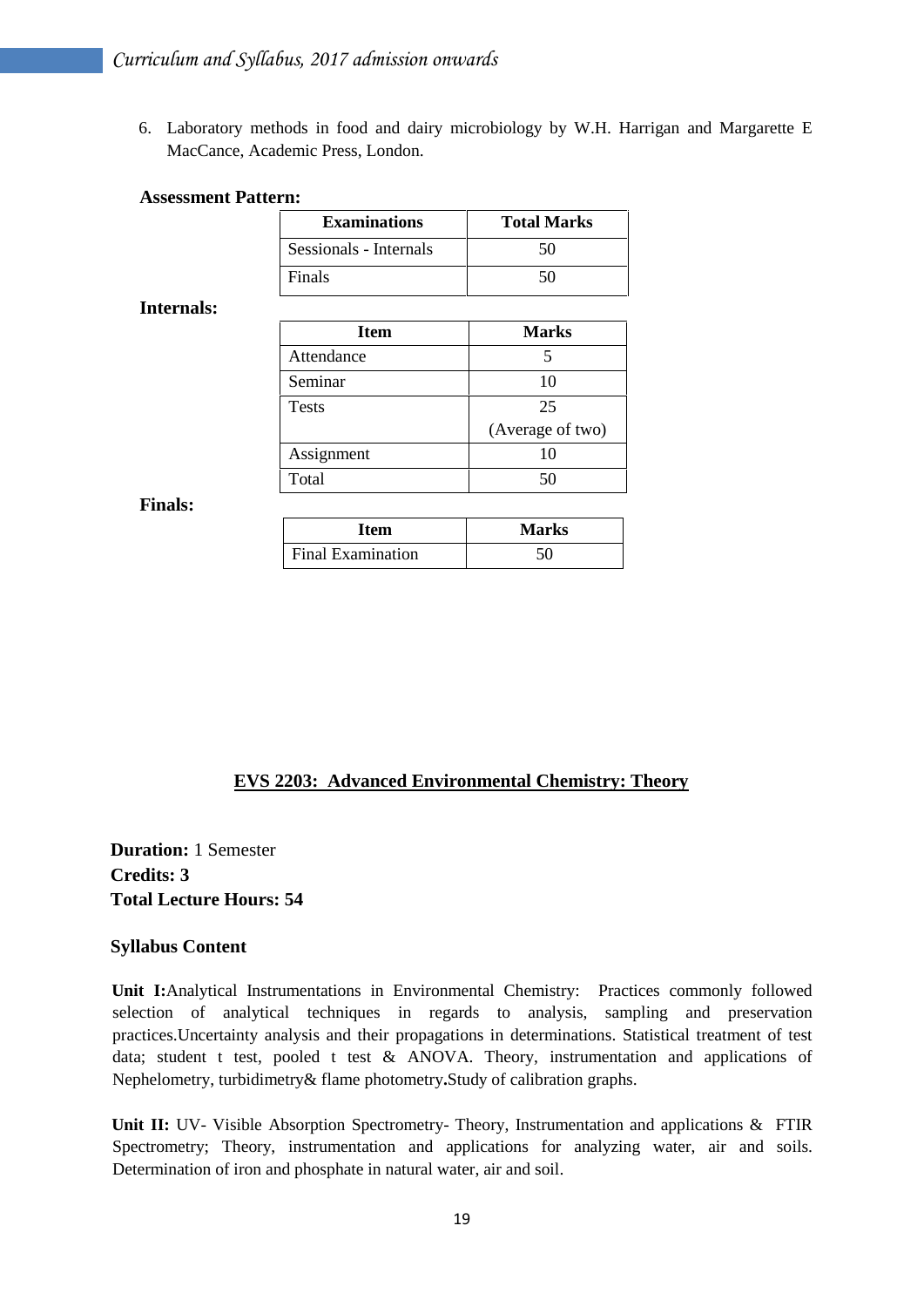6. Laboratory methods in food and dairy microbiology by W.H. Harrigan and Margarette E MacCance, Academic Press, London.

**Assessment Pattern:**

| Examinations | Total Marks |
|---|---|
| Sessionals - Internals | 50 |
| Finals | 50 |

**Internals:**

| Item | Marks |
|---|---|
| Attendance | 5 |
| Seminar | 10 |
| Tests | 25 (Average of two) |
| Assignment | 10 |
| Total | 50 |

**Finals:**

| Item | Marks |
|---|---|
| Final Examination | 50 |

## EVS 2203: Advanced Environmental Chemistry: Theory

**Duration:** 1 Semester
**Credits: 3**
**Total Lecture Hours: 54**

**Syllabus Content**

**Unit I:**Analytical Instrumentations in Environmental Chemistry: Practices commonly followed selection of analytical techniques in regards to analysis, sampling and preservation practices.Uncertainty analysis and their propagations in determinations. Statistical treatment of test data; student t test, pooled t test & ANOVA. Theory, instrumentation and applications of Nephelometry, turbidimetry& flame photometry**.**Study of calibration graphs.

**Unit II:** UV- Visible Absorption Spectrometry- Theory, Instrumentation and applications & FTIR Spectrometry; Theory, instrumentation and applications for analyzing water, air and soils. Determination of iron and phosphate in natural water, air and soil.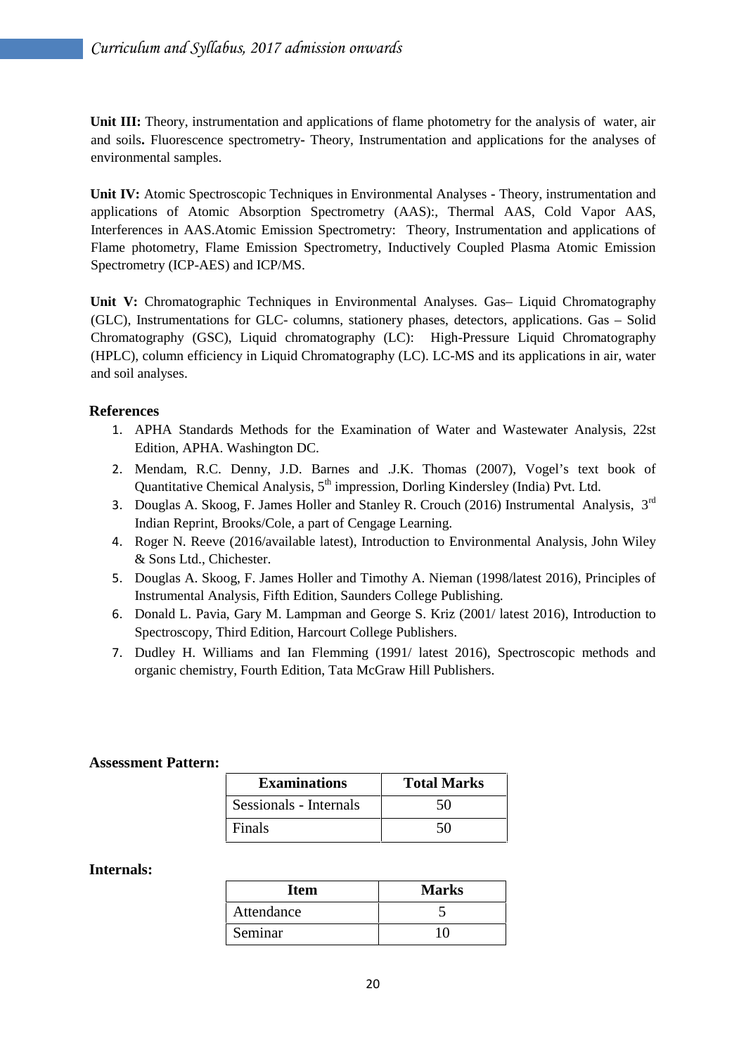**Unit III:** Theory, instrumentation and applications of flame photometry for the analysis of water, air and soils**.** Fluorescence spectrometry**-** Theory, Instrumentation and applications for the analyses of environmental samples.

**Unit IV:** Atomic Spectroscopic Techniques in Environmental Analyses - Theory, instrumentation and applications of Atomic Absorption Spectrometry (AAS):, Thermal AAS, Cold Vapor AAS, Interferences in AAS.Atomic Emission Spectrometry: Theory, Instrumentation and applications of Flame photometry, Flame Emission Spectrometry, Inductively Coupled Plasma Atomic Emission Spectrometry (ICP-AES) and ICP/MS.

**Unit V:** Chromatographic Techniques in Environmental Analyses. Gas– Liquid Chromatography (GLC), Instrumentations for GLC- columns, stationery phases, detectors, applications. Gas – Solid Chromatography (GSC), Liquid chromatography (LC): High-Pressure Liquid Chromatography (HPLC), column efficiency in Liquid Chromatography (LC). LC-MS and its applications in air, water and soil analyses.

**References**

1. APHA Standards Methods for the Examination of Water and Wastewater Analysis, 22st Edition, APHA. Washington DC.
2. Mendam, R.C. Denny, J.D. Barnes and .J.K. Thomas (2007), Vogel's text book of Quantitative Chemical Analysis, 5th impression, Dorling Kindersley (India) Pvt. Ltd.
3. Douglas A. Skoog, F. James Holler and Stanley R. Crouch (2016) Instrumental Analysis, 3rd Indian Reprint, Brooks/Cole, a part of Cengage Learning.
4. Roger N. Reeve (2016/available latest), Introduction to Environmental Analysis, John Wiley & Sons Ltd., Chichester.
5. Douglas A. Skoog, F. James Holler and Timothy A. Nieman (1998/latest 2016), Principles of Instrumental Analysis, Fifth Edition, Saunders College Publishing.
6. Donald L. Pavia, Gary M. Lampman and George S. Kriz (2001/ latest 2016), Introduction to Spectroscopy, Third Edition, Harcourt College Publishers.
7. Dudley H. Williams and Ian Flemming (1991/ latest 2016), Spectroscopic methods and organic chemistry, Fourth Edition, Tata McGraw Hill Publishers.

**Assessment Pattern:**

| Examinations | Total Marks |
|---|---|
| Sessionals - Internals | 50 |
| Finals | 50 |

**Internals:**

| Item | Marks |
|---|---|
| Attendance | 5 |
| Seminar | 10 |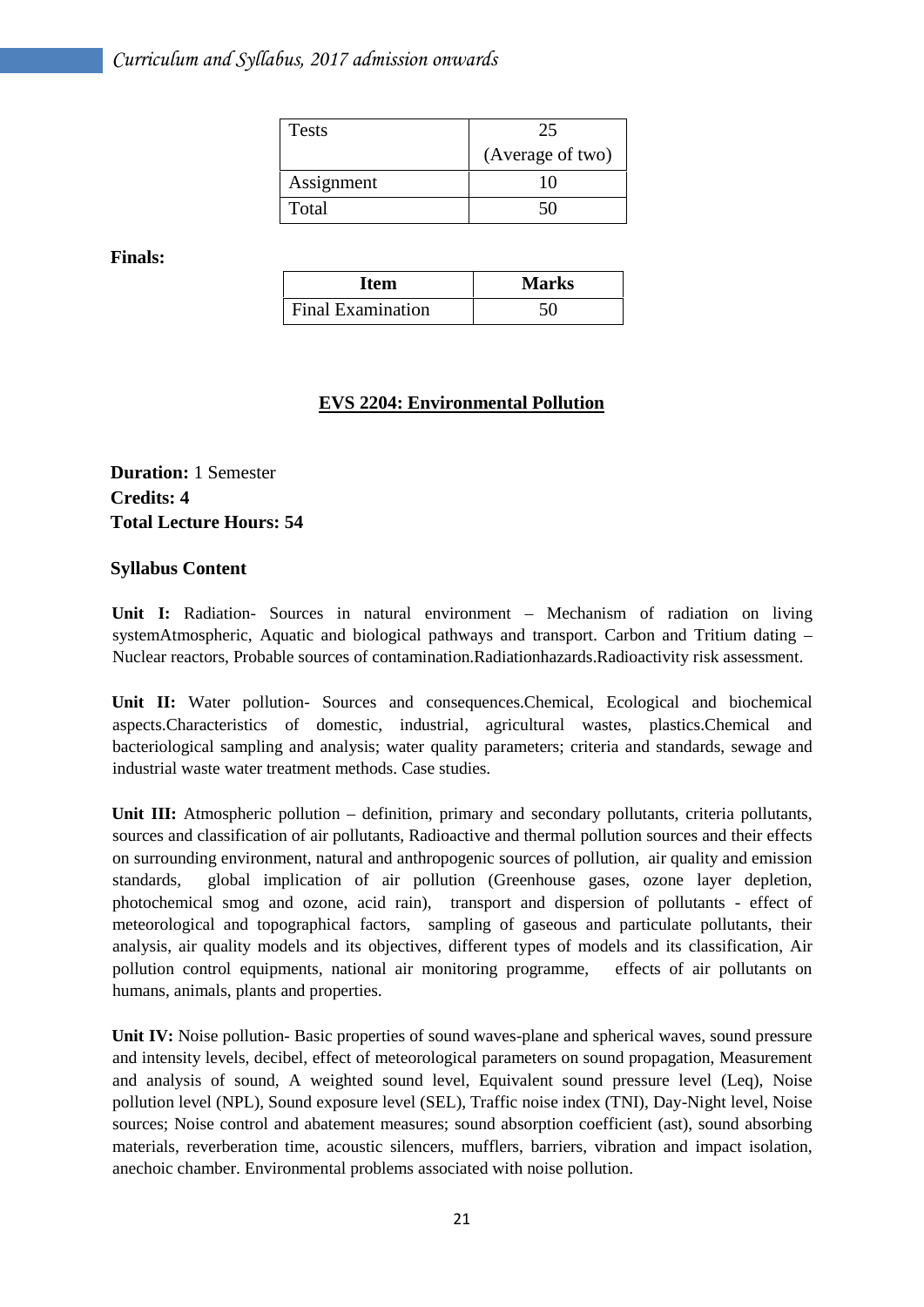| Tests | 25 (Average of two) |
|---|---|
| Assignment | 10 |
| Total | 50 |

**Finals:**

| Item | Marks |
|---|---|
| Final Examination | 50 |

## EVS 2204: Environmental Pollution

**Duration:** 1 Semester
**Credits: 4**
**Total Lecture Hours: 54**

### Syllabus Content

**Unit I:** Radiation- Sources in natural environment – Mechanism of radiation on living systemAtmospheric, Aquatic and biological pathways and transport. Carbon and Tritium dating – Nuclear reactors, Probable sources of contamination.Radiationhazards.Radioactivity risk assessment.

**Unit II:** Water pollution- Sources and consequences.Chemical, Ecological and biochemical aspects.Characteristics of domestic, industrial, agricultural wastes, plastics.Chemical and bacteriological sampling and analysis; water quality parameters; criteria and standards, sewage and industrial waste water treatment methods. Case studies.

**Unit III:** Atmospheric pollution – definition, primary and secondary pollutants, criteria pollutants, sources and classification of air pollutants, Radioactive and thermal pollution sources and their effects on surrounding environment, natural and anthropogenic sources of pollution, air quality and emission standards, global implication of air pollution (Greenhouse gases, ozone layer depletion, photochemical smog and ozone, acid rain), transport and dispersion of pollutants - effect of meteorological and topographical factors, sampling of gaseous and particulate pollutants, their analysis, air quality models and its objectives, different types of models and its classification, Air pollution control equipments, national air monitoring programme, effects of air pollutants on humans, animals, plants and properties.

**Unit IV:** Noise pollution- Basic properties of sound waves-plane and spherical waves, sound pressure and intensity levels, decibel, effect of meteorological parameters on sound propagation, Measurement and analysis of sound, A weighted sound level, Equivalent sound pressure level (Leq), Noise pollution level (NPL), Sound exposure level (SEL), Traffic noise index (TNI), Day-Night level, Noise sources; Noise control and abatement measures; sound absorption coefficient (ast), sound absorbing materials, reverberation time, acoustic silencers, mufflers, barriers, vibration and impact isolation, anechoic chamber. Environmental problems associated with noise pollution.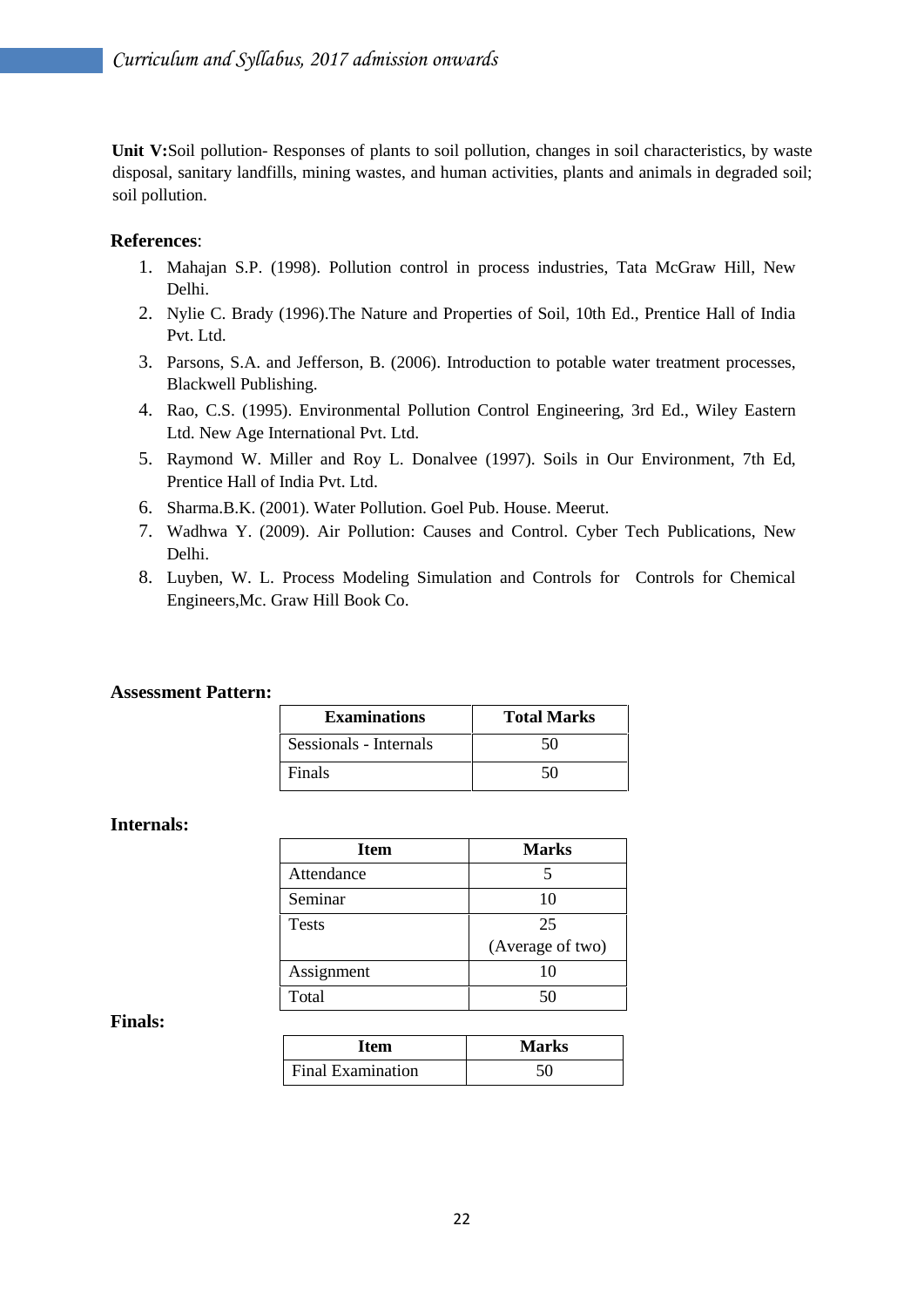**Unit V:**Soil pollution- Responses of plants to soil pollution, changes in soil characteristics, by waste disposal, sanitary landfills, mining wastes, and human activities, plants and animals in degraded soil; soil pollution.

**References**:

1. Mahajan S.P. (1998). Pollution control in process industries, Tata McGraw Hill, New Delhi.
2. Nylie C. Brady (1996).The Nature and Properties of Soil, 10th Ed., Prentice Hall of India Pvt. Ltd.
3. Parsons, S.A. and Jefferson, B. (2006). Introduction to potable water treatment processes, Blackwell Publishing.
4. Rao, C.S. (1995). Environmental Pollution Control Engineering, 3rd Ed., Wiley Eastern Ltd. New Age International Pvt. Ltd.
5. Raymond W. Miller and Roy L. Donalvee (1997). Soils in Our Environment, 7th Ed, Prentice Hall of India Pvt. Ltd.
6. Sharma.B.K. (2001). Water Pollution. Goel Pub. House. Meerut.
7. Wadhwa Y. (2009). Air Pollution: Causes and Control. Cyber Tech Publications, New Delhi.
8. Luyben, W. L. Process Modeling Simulation and Controls for Controls for Chemical Engineers,Mc. Graw Hill Book Co.

**Assessment Pattern:**

| Examinations | Total Marks |
|---|---|
| Sessionals - Internals | 50 |
| Finals | 50 |

**Internals:**

| Item | Marks |
|---|---|
| Attendance | 5 |
| Seminar | 10 |
| Tests | 25 (Average of two) |
| Assignment | 10 |
| Total | 50 |

**Finals:**

| Item | Marks |
|---|---|
| Final Examination | 50 |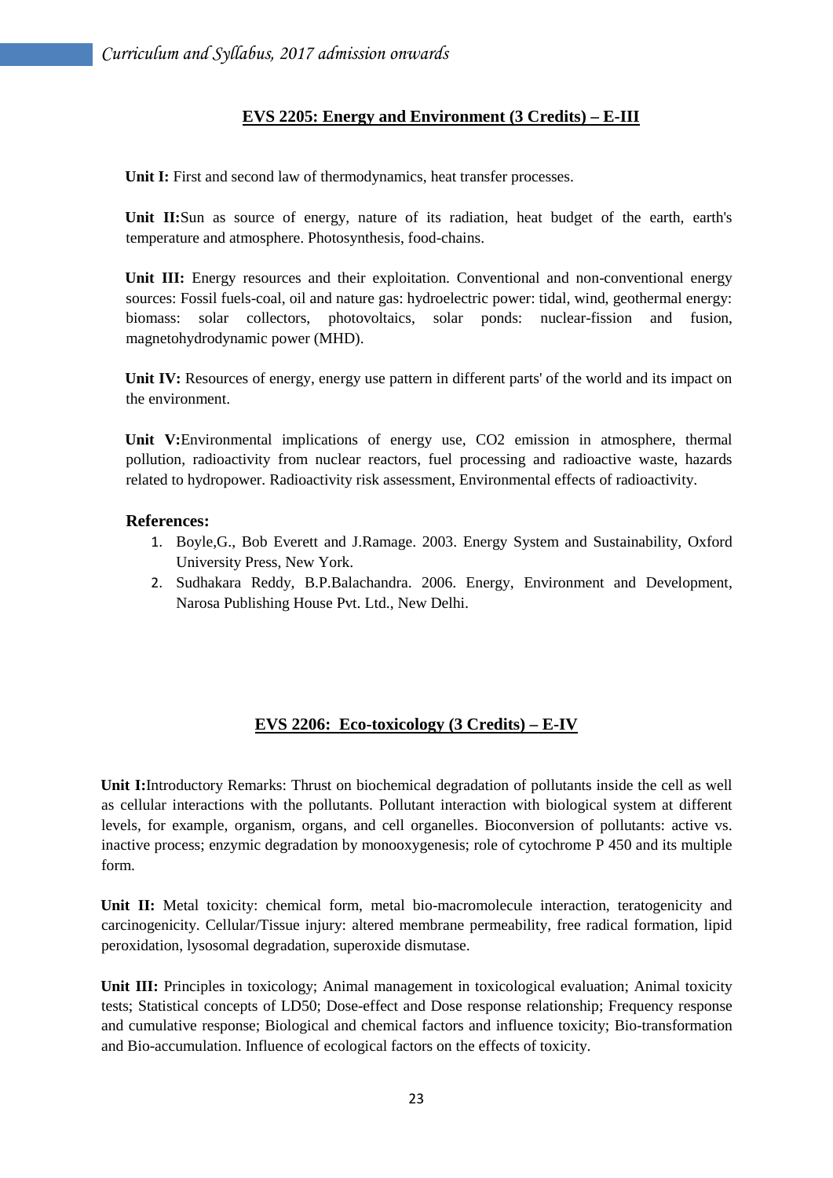## EVS 2205: Energy and Environment (3 Credits) – E-III

**Unit I:** First and second law of thermodynamics, heat transfer processes.

**Unit II:**Sun as source of energy, nature of its radiation, heat budget of the earth, earth's temperature and atmosphere. Photosynthesis, food-chains.

**Unit III:** Energy resources and their exploitation. Conventional and non-conventional energy sources: Fossil fuels-coal, oil and nature gas: hydroelectric power: tidal, wind, geothermal energy: biomass: solar collectors, photovoltaics, solar ponds: nuclear-fission and fusion, magnetohydrodynamic power (MHD).

**Unit IV:** Resources of energy, energy use pattern in different parts' of the world and its impact on the environment.

**Unit V:**Environmental implications of energy use, CO2 emission in atmosphere, thermal pollution, radioactivity from nuclear reactors, fuel processing and radioactive waste, hazards related to hydropower. Radioactivity risk assessment, Environmental effects of radioactivity.

### References:

1. Boyle,G., Bob Everett and J.Ramage. 2003. Energy System and Sustainability, Oxford University Press, New York.
2. Sudhakara Reddy, B.P.Balachandra. 2006. Energy, Environment and Development, Narosa Publishing House Pvt. Ltd., New Delhi.

## EVS 2206: Eco-toxicology (3 Credits) – E-IV

**Unit I:**Introductory Remarks: Thrust on biochemical degradation of pollutants inside the cell as well as cellular interactions with the pollutants. Pollutant interaction with biological system at different levels, for example, organism, organs, and cell organelles. Bioconversion of pollutants: active vs. inactive process; enzymic degradation by monooxygenesis; role of cytochrome P 450 and its multiple form.

**Unit II:** Metal toxicity: chemical form, metal bio-macromolecule interaction, teratogenicity and carcinogenicity. Cellular/Tissue injury: altered membrane permeability, free radical formation, lipid peroxidation, lysosomal degradation, superoxide dismutase.

**Unit III:** Principles in toxicology; Animal management in toxicological evaluation; Animal toxicity tests; Statistical concepts of LD50; Dose-effect and Dose response relationship; Frequency response and cumulative response; Biological and chemical factors and influence toxicity; Bio-transformation and Bio-accumulation. Influence of ecological factors on the effects of toxicity.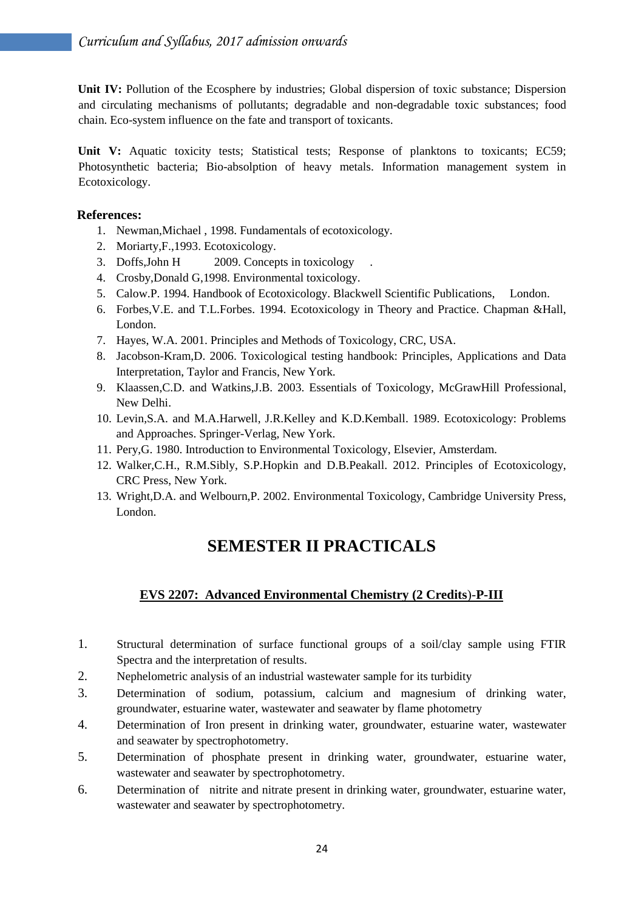**Unit IV:** Pollution of the Ecosphere by industries; Global dispersion of toxic substance; Dispersion and circulating mechanisms of pollutants; degradable and non-degradable toxic substances; food chain. Eco-system influence on the fate and transport of toxicants.

**Unit V:** Aquatic toxicity tests; Statistical tests; Response of planktons to toxicants; EC59; Photosynthetic bacteria; Bio-absolption of heavy metals. Information management system in Ecotoxicology.

**References:**

1. Newman,Michael , 1998. Fundamentals of ecotoxicology.
2. Moriarty,F.,1993. Ecotoxicology.
3. Doffs,John H 2009. Concepts in toxicology .
4. Crosby,Donald G,1998. Environmental toxicology.
5. Calow.P. 1994. Handbook of Ecotoxicology. Blackwell Scientific Publications, London.
6. Forbes,V.E. and T.L.Forbes. 1994. Ecotoxicology in Theory and Practice. Chapman &Hall, London.
7. Hayes, W.A. 2001. Principles and Methods of Toxicology, CRC, USA.
8. Jacobson-Kram,D. 2006. Toxicological testing handbook: Principles, Applications and Data Interpretation, Taylor and Francis, New York.
9. Klaassen,C.D. and Watkins,J.B. 2003. Essentials of Toxicology, McGrawHill Professional, New Delhi.
10. Levin,S.A. and M.A.Harwell, J.R.Kelley and K.D.Kemball. 1989. Ecotoxicology: Problems and Approaches. Springer-Verlag, New York.
11. Pery,G. 1980. Introduction to Environmental Toxicology, Elsevier, Amsterdam.
12. Walker,C.H., R.M.Sibly, S.P.Hopkin and D.B.Peakall. 2012. Principles of Ecotoxicology, CRC Press, New York.
13. Wright,D.A. and Welbourn,P. 2002. Environmental Toxicology, Cambridge University Press, London.

# SEMESTER II PRACTICALS

## EVS 2207: Advanced Environmental Chemistry (2 Credits)-P-III

1. Structural determination of surface functional groups of a soil/clay sample using FTIR Spectra and the interpretation of results.
2. Nephelometric analysis of an industrial wastewater sample for its turbidity
3. Determination of sodium, potassium, calcium and magnesium of drinking water, groundwater, estuarine water, wastewater and seawater by flame photometry
4. Determination of Iron present in drinking water, groundwater, estuarine water, wastewater and seawater by spectrophotometry.
5. Determination of phosphate present in drinking water, groundwater, estuarine water, wastewater and seawater by spectrophotometry.
6. Determination of nitrite and nitrate present in drinking water, groundwater, estuarine water, wastewater and seawater by spectrophotometry.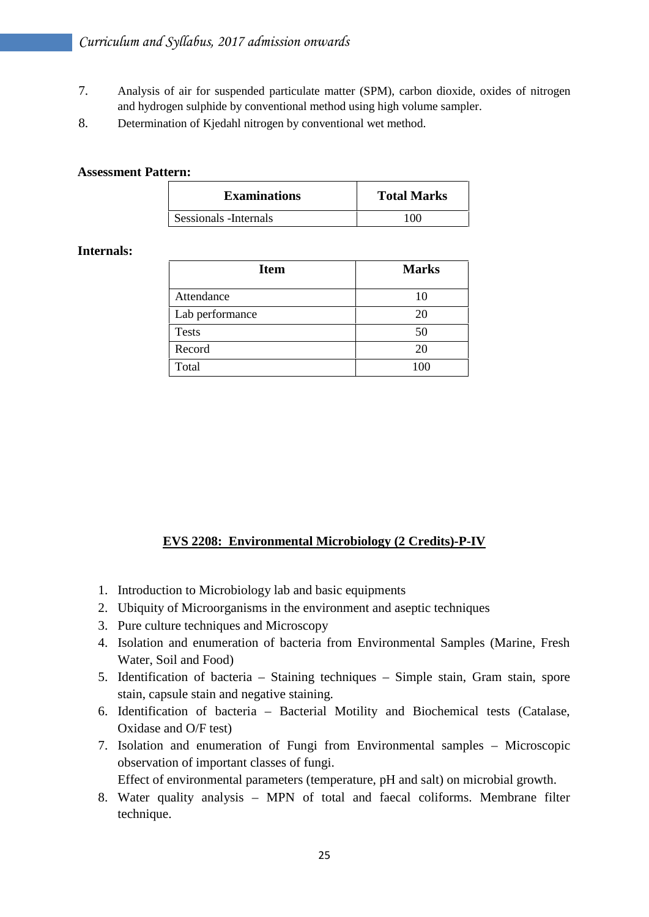7. Analysis of air for suspended particulate matter (SPM), carbon dioxide, oxides of nitrogen and hydrogen sulphide by conventional method using high volume sampler.
8. Determination of Kjedahl nitrogen by conventional wet method.

**Assessment Pattern:**

| Examinations | Total Marks |
|---|---|
| Sessionals -Internals | 100 |

**Internals:**

| Item | Marks |
|---|---|
| Attendance | 10 |
| Lab performance | 20 |
| Tests | 50 |
| Record | 20 |
| Total | 100 |

## EVS 2208: Environmental Microbiology (2 Credits)-P-IV

1. Introduction to Microbiology lab and basic equipments
2. Ubiquity of Microorganisms in the environment and aseptic techniques
3. Pure culture techniques and Microscopy
4. Isolation and enumeration of bacteria from Environmental Samples (Marine, Fresh Water, Soil and Food)
5. Identification of bacteria – Staining techniques – Simple stain, Gram stain, spore stain, capsule stain and negative staining.
6. Identification of bacteria – Bacterial Motility and Biochemical tests (Catalase, Oxidase and O/F test)
7. Isolation and enumeration of Fungi from Environmental samples – Microscopic observation of important classes of fungi.
   Effect of environmental parameters (temperature, pH and salt) on microbial growth.
8. Water quality analysis – MPN of total and faecal coliforms. Membrane filter technique.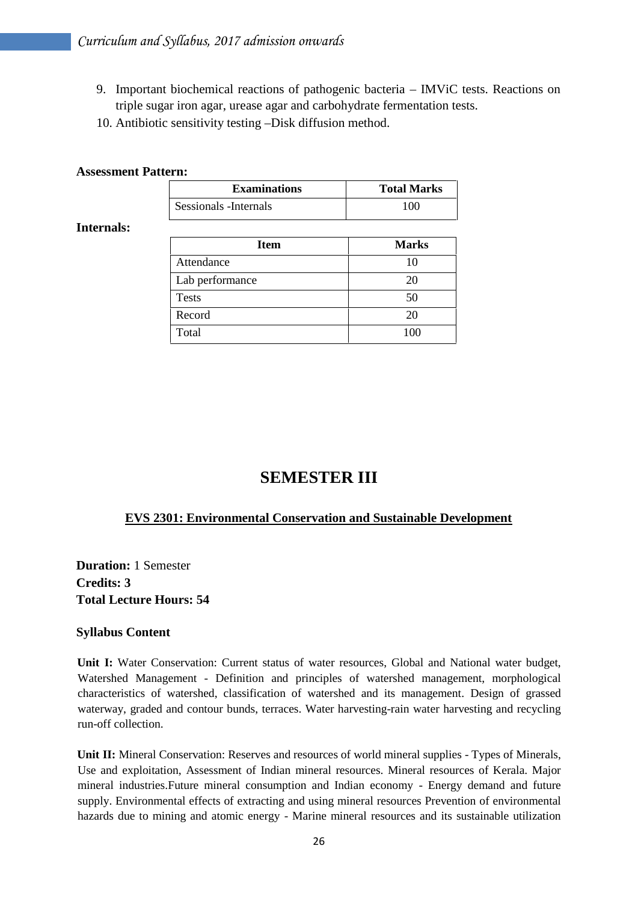9. Important biochemical reactions of pathogenic bacteria – IMViC tests. Reactions on triple sugar iron agar, urease agar and carbohydrate fermentation tests.
10. Antibiotic sensitivity testing –Disk diffusion method.

**Assessment Pattern:**

| Examinations | Total Marks |
|---|---|
| Sessionals -Internals | 100 |

**Internals:**

| Item | Marks |
|---|---|
| Attendance | 10 |
| Lab performance | 20 |
| Tests | 50 |
| Record | 20 |
| Total | 100 |

# SEMESTER III

## EVS 2301: Environmental Conservation and Sustainable Development

**Duration:** 1 Semester
**Credits: 3**
**Total Lecture Hours: 54**

**Syllabus Content**

**Unit I:** Water Conservation: Current status of water resources, Global and National water budget, Watershed Management - Definition and principles of watershed management, morphological characteristics of watershed, classification of watershed and its management. Design of grassed waterway, graded and contour bunds, terraces. Water harvesting-rain water harvesting and recycling run-off collection.

**Unit II:** Mineral Conservation: Reserves and resources of world mineral supplies - Types of Minerals, Use and exploitation, Assessment of Indian mineral resources. Mineral resources of Kerala. Major mineral industries.Future mineral consumption and Indian economy - Energy demand and future supply. Environmental effects of extracting and using mineral resources Prevention of environmental hazards due to mining and atomic energy - Marine mineral resources and its sustainable utilization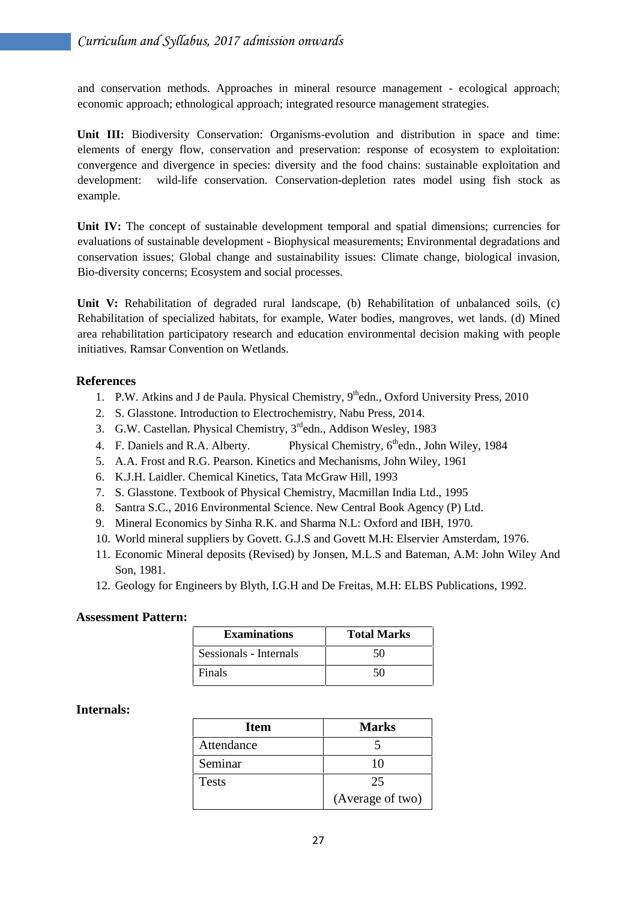and conservation methods. Approaches in mineral resource management - ecological approach; economic approach; ethnological approach; integrated resource management strategies.

**Unit III:** Biodiversity Conservation: Organisms-evolution and distribution in space and time: elements of energy flow, conservation and preservation: response of ecosystem to exploitation: convergence and divergence in species: diversity and the food chains: sustainable exploitation and development: wild-life conservation. Conservation-depletion rates model using fish stock as example.

**Unit IV:** The concept of sustainable development temporal and spatial dimensions; currencies for evaluations of sustainable development - Biophysical measurements; Environmental degradations and conservation issues; Global change and sustainability issues: Climate change, biological invasion, Bio-diversity concerns; Ecosystem and social processes.

**Unit V:** Rehabilitation of degraded rural landscape, (b) Rehabilitation of unbalanced soils, (c) Rehabilitation of specialized habitats, for example, Water bodies, mangroves, wet lands. (d) Mined area rehabilitation participatory research and education environmental decision making with people initiatives. Ramsar Convention on Wetlands.

## References

1. P.W. Atkins and J de Paula. Physical Chemistry, 9th edn., Oxford University Press, 2010
2. S. Glasstone. Introduction to Electrochemistry, Nabu Press, 2014.
3. G.W. Castellan. Physical Chemistry, 3rd edn., Addison Wesley, 1983
4. F. Daniels and R.A. Alberty. Physical Chemistry, 6th edn., John Wiley, 1984
5. A.A. Frost and R.G. Pearson. Kinetics and Mechanisms, John Wiley, 1961
6. K.J.H. Laidler. Chemical Kinetics, Tata McGraw Hill, 1993
7. S. Glasstone. Textbook of Physical Chemistry, Macmillan India Ltd., 1995
8. Santra S.C., 2016 Environmental Science. New Central Book Agency (P) Ltd.
9. Mineral Economics by Sinha R.K. and Sharma N.L: Oxford and IBH, 1970.
10. World mineral suppliers by Govett. G.J.S and Govett M.H: Elservier Amsterdam, 1976.
11. Economic Mineral deposits (Revised) by Jonsen, M.L.S and Bateman, A.M: John Wiley And Son, 1981.
12. Geology for Engineers by Blyth, I.G.H and De Freitas, M.H: ELBS Publications, 1992.

## Assessment Pattern:

| Examinations | Total Marks |
|---|---|
| Sessionals - Internals | 50 |
| Finals | 50 |

## Internals:

| Item | Marks |
|---|---|
| Attendance | 5 |
| Seminar | 10 |
| Tests | 25 (Average of two) |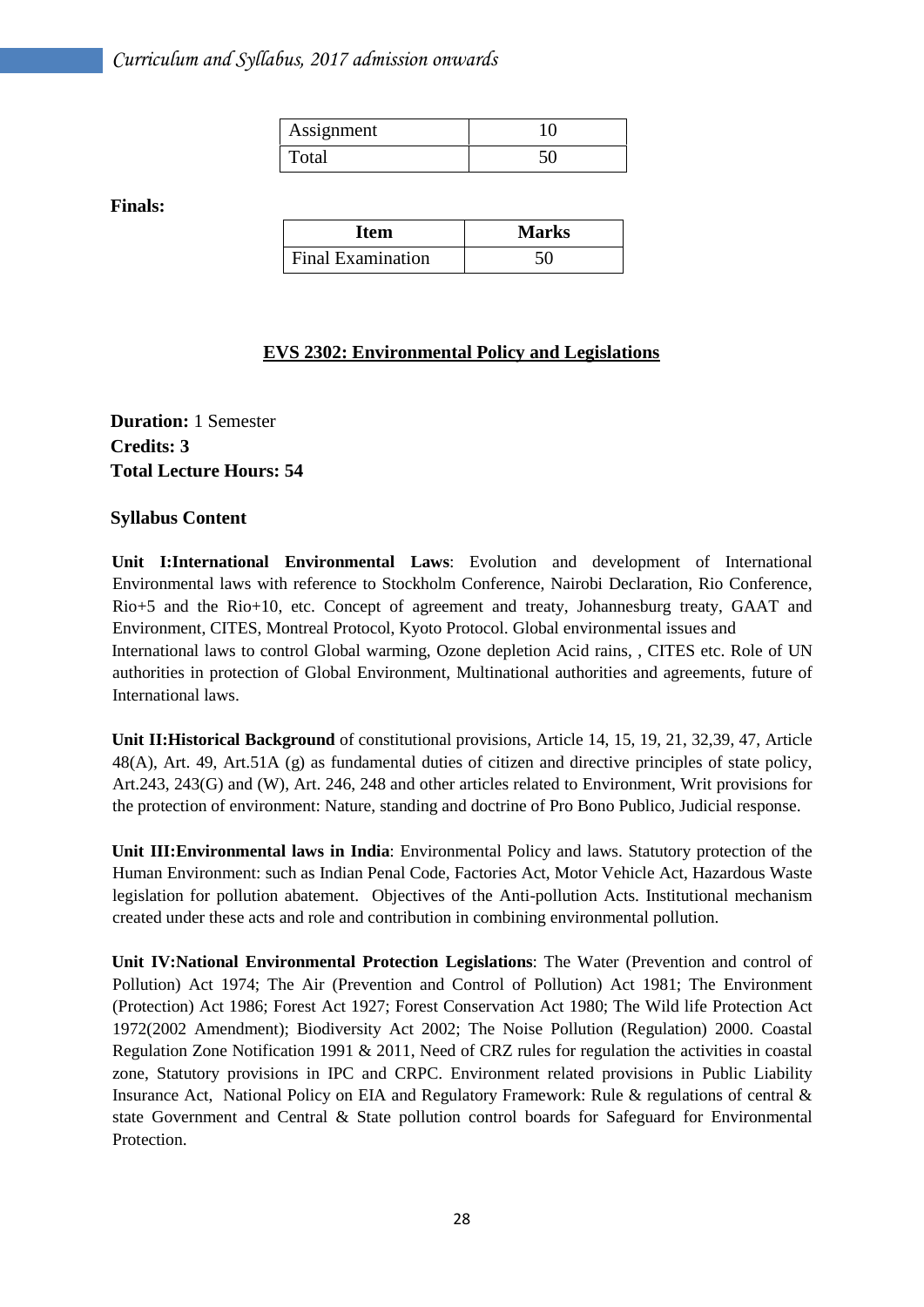| Assignment | 10 |
|---|---|
| Total | 50 |

**Finals:**

| Item | Marks |
|---|---|
| Final Examination | 50 |

## EVS 2302: Environmental Policy and Legislations

**Duration:** 1 Semester
**Credits: 3**
**Total Lecture Hours: 54**

**Syllabus Content**

**Unit I:International Environmental Laws**: Evolution and development of International Environmental laws with reference to Stockholm Conference, Nairobi Declaration, Rio Conference, Rio+5 and the Rio+10, etc. Concept of agreement and treaty, Johannesburg treaty, GAAT and Environment, CITES, Montreal Protocol, Kyoto Protocol. Global environmental issues and International laws to control Global warming, Ozone depletion Acid rains, , CITES etc. Role of UN authorities in protection of Global Environment, Multinational authorities and agreements, future of International laws.

**Unit II:Historical Background** of constitutional provisions, Article 14, 15, 19, 21, 32,39, 47, Article 48(A), Art. 49, Art.51A (g) as fundamental duties of citizen and directive principles of state policy, Art.243, 243(G) and (W), Art. 246, 248 and other articles related to Environment, Writ provisions for the protection of environment: Nature, standing and doctrine of Pro Bono Publico, Judicial response.

**Unit III:Environmental laws in India**: Environmental Policy and laws. Statutory protection of the Human Environment: such as Indian Penal Code, Factories Act, Motor Vehicle Act, Hazardous Waste legislation for pollution abatement. Objectives of the Anti-pollution Acts. Institutional mechanism created under these acts and role and contribution in combining environmental pollution.

**Unit IV:National Environmental Protection Legislations**: The Water (Prevention and control of Pollution) Act 1974; The Air (Prevention and Control of Pollution) Act 1981; The Environment (Protection) Act 1986; Forest Act 1927; Forest Conservation Act 1980; The Wild life Protection Act 1972(2002 Amendment); Biodiversity Act 2002; The Noise Pollution (Regulation) 2000. Coastal Regulation Zone Notification 1991 & 2011, Need of CRZ rules for regulation the activities in coastal zone, Statutory provisions in IPC and CRPC. Environment related provisions in Public Liability Insurance Act, National Policy on EIA and Regulatory Framework: Rule & regulations of central & state Government and Central & State pollution control boards for Safeguard for Environmental Protection.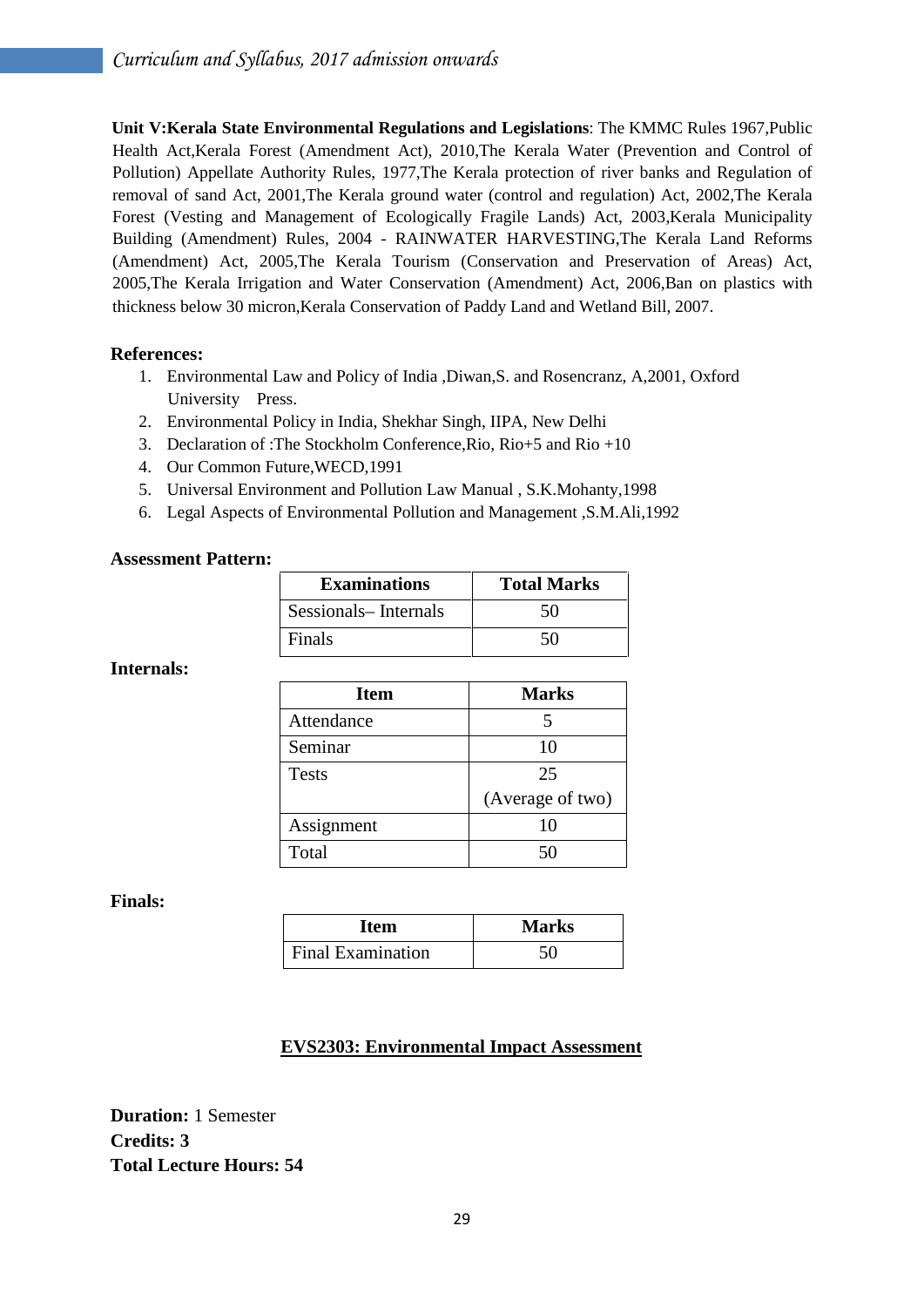**Unit V:Kerala State Environmental Regulations and Legislations**: The KMMC Rules 1967,Public Health Act,Kerala Forest (Amendment Act), 2010,The Kerala Water (Prevention and Control of Pollution) Appellate Authority Rules, 1977,The Kerala protection of river banks and Regulation of removal of sand Act, 2001,The Kerala ground water (control and regulation) Act, 2002,The Kerala Forest (Vesting and Management of Ecologically Fragile Lands) Act, 2003,Kerala Municipality Building (Amendment) Rules, 2004 - RAINWATER HARVESTING,The Kerala Land Reforms (Amendment) Act, 2005,The Kerala Tourism (Conservation and Preservation of Areas) Act, 2005,The Kerala Irrigation and Water Conservation (Amendment) Act, 2006,Ban on plastics with thickness below 30 micron,Kerala Conservation of Paddy Land and Wetland Bill, 2007.

**References:**

1. Environmental Law and Policy of India ,Diwan,S. and Rosencranz, A,2001, Oxford University Press.
2. Environmental Policy in India, Shekhar Singh, IIPA, New Delhi
3. Declaration of :The Stockholm Conference,Rio, Rio+5 and Rio +10
4. Our Common Future,WECD,1991
5. Universal Environment and Pollution Law Manual , S.K.Mohanty,1998
6. Legal Aspects of Environmental Pollution and Management ,S.M.Ali,1992

**Assessment Pattern:**

| Examinations | Total Marks |
|---|---|
| Sessionals– Internals | 50 |
| Finals | 50 |

**Internals:**

| Item | Marks |
|---|---|
| Attendance | 5 |
| Seminar | 10 |
| Tests | 25 (Average of two) |
| Assignment | 10 |
| Total | 50 |

**Finals:**

| Item | Marks |
|---|---|
| Final Examination | 50 |

## EVS2303: Environmental Impact Assessment

**Duration:** 1 Semester
**Credits: 3**
**Total Lecture Hours: 54**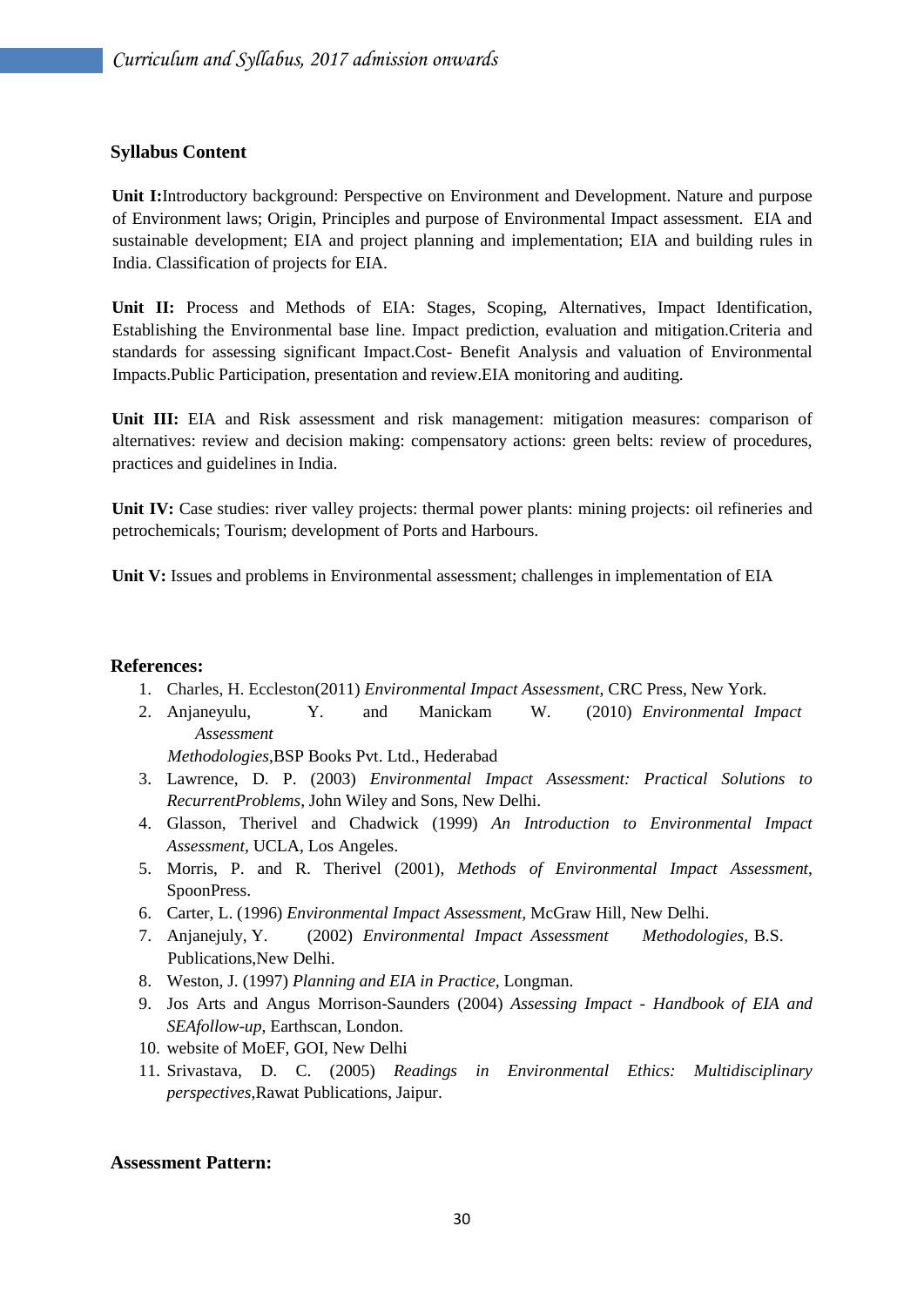## Syllabus Content

**Unit I:**Introductory background: Perspective on Environment and Development. Nature and purpose of Environment laws; Origin, Principles and purpose of Environmental Impact assessment. EIA and sustainable development; EIA and project planning and implementation; EIA and building rules in India. Classification of projects for EIA.

**Unit II:** Process and Methods of EIA: Stages, Scoping, Alternatives, Impact Identification, Establishing the Environmental base line. Impact prediction, evaluation and mitigation.Criteria and standards for assessing significant Impact.Cost- Benefit Analysis and valuation of Environmental Impacts.Public Participation, presentation and review.EIA monitoring and auditing.

**Unit III:** EIA and Risk assessment and risk management: mitigation measures: comparison of alternatives: review and decision making: compensatory actions: green belts: review of procedures, practices and guidelines in India.

**Unit IV:** Case studies: river valley projects: thermal power plants: mining projects: oil refineries and petrochemicals; Tourism; development of Ports and Harbours.

**Unit V:** Issues and problems in Environmental assessment; challenges in implementation of EIA

## References:

1. Charles, H. Eccleston(2011) *Environmental Impact Assessment*, CRC Press, New York.
2. Anjaneyulu, Y. and Manickam W. (2010) *Environmental Impact Assessment Methodologies*,BSP Books Pvt. Ltd., Hederabad
3. Lawrence, D. P. (2003) *Environmental Impact Assessment: Practical Solutions to RecurrentProblems*, John Wiley and Sons, New Delhi.
4. Glasson, Therivel and Chadwick (1999) *An Introduction to Environmental Impact Assessment*, UCLA, Los Angeles.
5. Morris, P. and R. Therivel (2001), *Methods of Environmental Impact Assessment*, SpoonPress.
6. Carter, L. (1996) *Environmental Impact Assessment*, McGraw Hill, New Delhi.
7. Anjanejuly, Y. (2002) *Environmental Impact Assessment Methodologies*, B.S. Publications,New Delhi.
8. Weston, J. (1997) *Planning and EIA in Practice*, Longman.
9. Jos Arts and Angus Morrison-Saunders (2004) *Assessing Impact - Handbook of EIA and SEAfollow-up*, Earthscan, London.
10. website of MoEF, GOI, New Delhi
11. Srivastava, D. C. (2005) *Readings in Environmental Ethics: Multidisciplinary perspectives*,Rawat Publications, Jaipur.

## Assessment Pattern: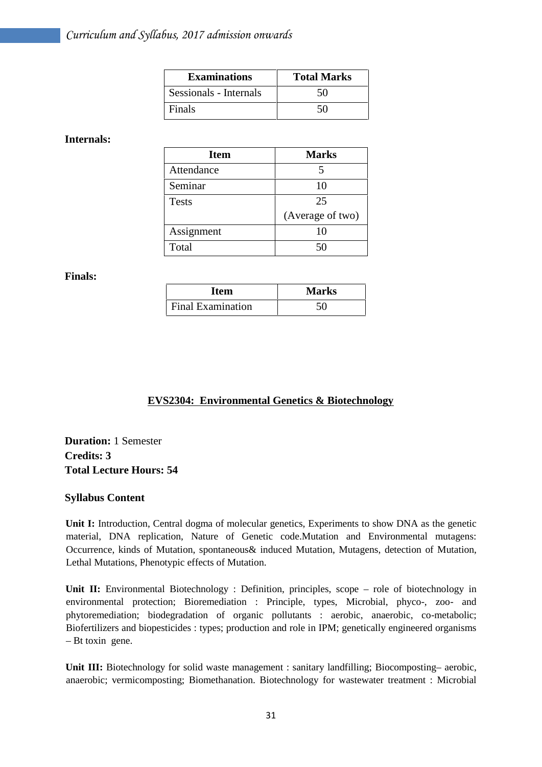| Examinations | Total Marks |
|---|---|
| Sessionals - Internals | 50 |
| Finals | 50 |

**Internals:**

| Item | Marks |
|---|---|
| Attendance | 5 |
| Seminar | 10 |
| Tests | 25 (Average of two) |
| Assignment | 10 |
| Total | 50 |

**Finals:**

| Item | Marks |
|---|---|
| Final Examination | 50 |

## EVS2304: Environmental Genetics & Biotechnology

**Duration:** 1 Semester
**Credits: 3**
**Total Lecture Hours: 54**

**Syllabus Content**

**Unit I:** Introduction, Central dogma of molecular genetics, Experiments to show DNA as the genetic material, DNA replication, Nature of Genetic code.Mutation and Environmental mutagens: Occurrence, kinds of Mutation, spontaneous& induced Mutation, Mutagens, detection of Mutation, Lethal Mutations, Phenotypic effects of Mutation.

**Unit II:** Environmental Biotechnology : Definition, principles, scope – role of biotechnology in environmental protection; Bioremediation : Principle, types, Microbial, phyco-, zoo- and phytoremediation; biodegradation of organic pollutants : aerobic, anaerobic, co-metabolic; Biofertilizers and biopesticides : types; production and role in IPM; genetically engineered organisms – Bt toxin gene.

**Unit III:** Biotechnology for solid waste management : sanitary landfilling; Biocomposting– aerobic, anaerobic; vermicomposting; Biomethanation. Biotechnology for wastewater treatment : Microbial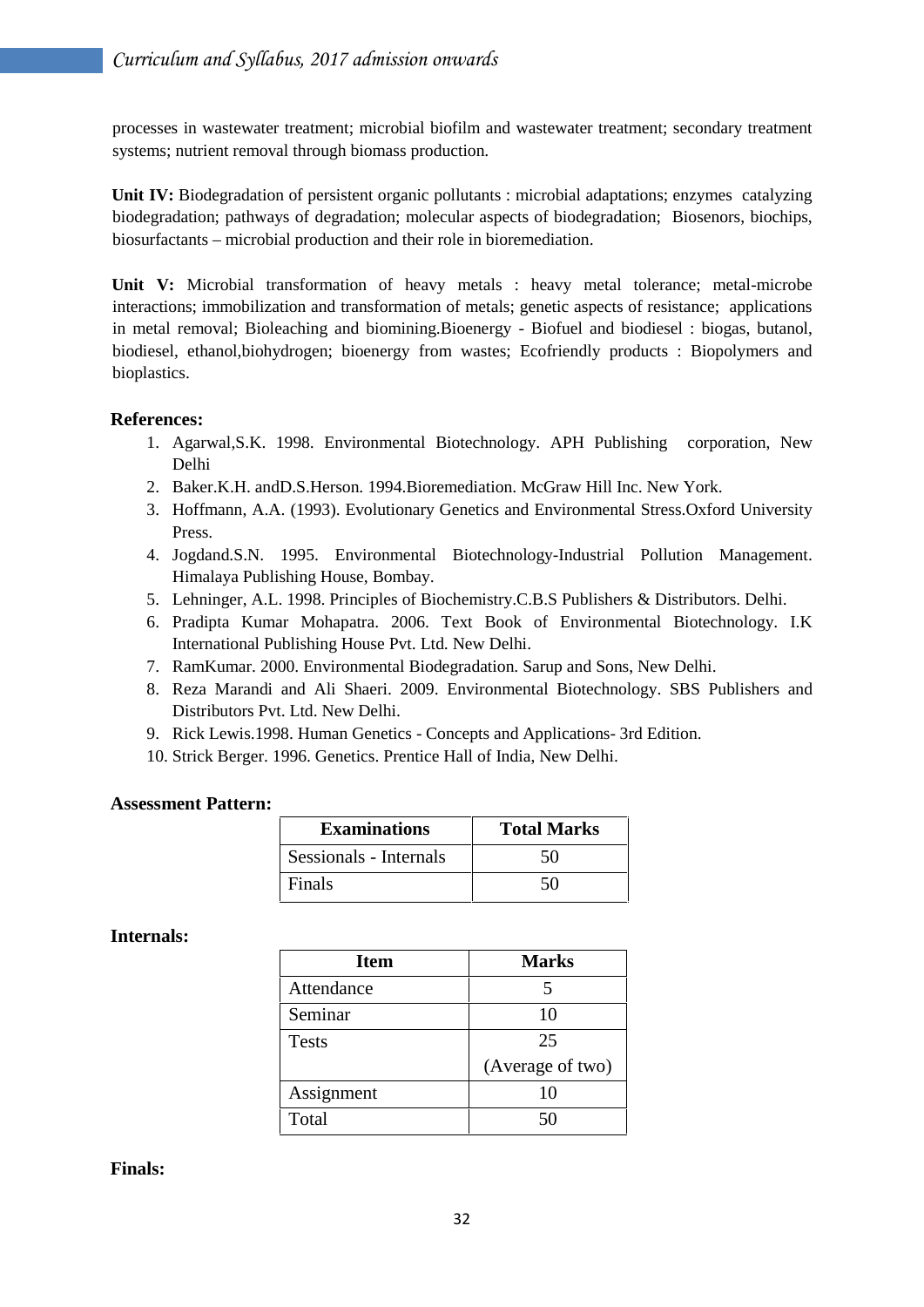processes in wastewater treatment; microbial biofilm and wastewater treatment; secondary treatment systems; nutrient removal through biomass production.

**Unit IV:** Biodegradation of persistent organic pollutants : microbial adaptations; enzymes catalyzing biodegradation; pathways of degradation; molecular aspects of biodegradation; Biosenors, biochips, biosurfactants – microbial production and their role in bioremediation.

**Unit V:** Microbial transformation of heavy metals : heavy metal tolerance; metal-microbe interactions; immobilization and transformation of metals; genetic aspects of resistance; applications in metal removal; Bioleaching and biomining.Bioenergy - Biofuel and biodiesel : biogas, butanol, biodiesel, ethanol,biohydrogen; bioenergy from wastes; Ecofriendly products : Biopolymers and bioplastics.

**References:**

1. Agarwal,S.K. 1998. Environmental Biotechnology. APH Publishing corporation, New Delhi
2. Baker.K.H. andD.S.Herson. 1994.Bioremediation. McGraw Hill Inc. New York.
3. Hoffmann, A.A. (1993). Evolutionary Genetics and Environmental Stress.Oxford University Press.
4. Jogdand.S.N. 1995. Environmental Biotechnology-Industrial Pollution Management. Himalaya Publishing House, Bombay.
5. Lehninger, A.L. 1998. Principles of Biochemistry.C.B.S Publishers & Distributors. Delhi.
6. Pradipta Kumar Mohapatra. 2006. Text Book of Environmental Biotechnology. I.K International Publishing House Pvt. Ltd. New Delhi.
7. RamKumar. 2000. Environmental Biodegradation. Sarup and Sons, New Delhi.
8. Reza Marandi and Ali Shaeri. 2009. Environmental Biotechnology. SBS Publishers and Distributors Pvt. Ltd. New Delhi.
9. Rick Lewis.1998. Human Genetics - Concepts and Applications- 3rd Edition.
10. Strick Berger. 1996. Genetics. Prentice Hall of India, New Delhi.

**Assessment Pattern:**

| Examinations | Total Marks |
|---|---|
| Sessionals - Internals | 50 |
| Finals | 50 |

**Internals:**

| Item | Marks |
|---|---|
| Attendance | 5 |
| Seminar | 10 |
| Tests | 25 (Average of two) |
| Assignment | 10 |
| Total | 50 |

**Finals:**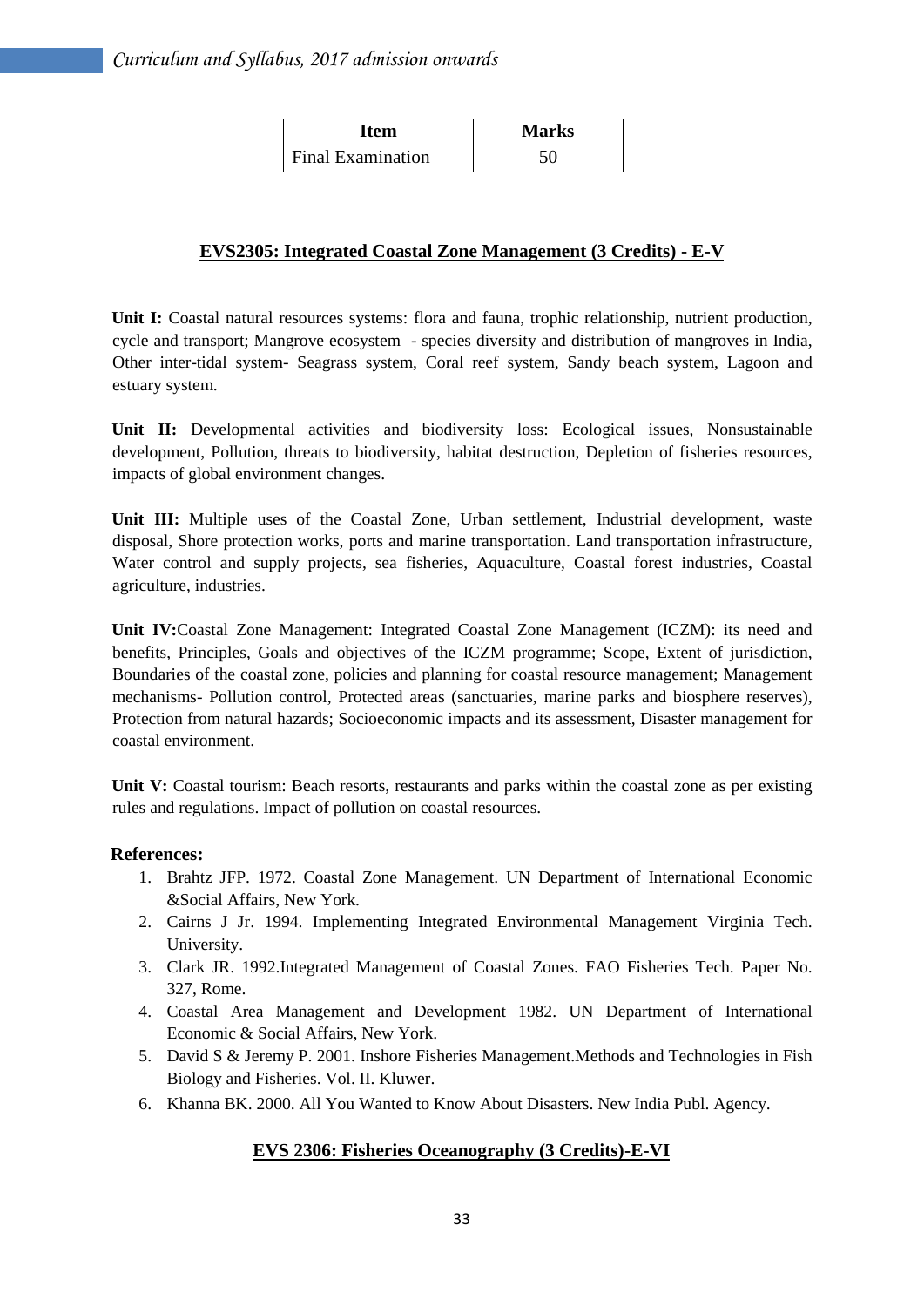| Item | Marks |
|---|---|
| Final Examination | 50 |

## EVS2305: Integrated Coastal Zone Management (3 Credits) - E-V

**Unit I:** Coastal natural resources systems: flora and fauna, trophic relationship, nutrient production, cycle and transport; Mangrove ecosystem - species diversity and distribution of mangroves in India, Other inter-tidal system- Seagrass system, Coral reef system, Sandy beach system, Lagoon and estuary system.

**Unit II:** Developmental activities and biodiversity loss: Ecological issues, Nonsustainable development, Pollution, threats to biodiversity, habitat destruction, Depletion of fisheries resources, impacts of global environment changes.

**Unit III:** Multiple uses of the Coastal Zone, Urban settlement, Industrial development, waste disposal, Shore protection works, ports and marine transportation. Land transportation infrastructure, Water control and supply projects, sea fisheries, Aquaculture, Coastal forest industries, Coastal agriculture, industries.

**Unit IV:**Coastal Zone Management: Integrated Coastal Zone Management (ICZM): its need and benefits, Principles, Goals and objectives of the ICZM programme; Scope, Extent of jurisdiction, Boundaries of the coastal zone, policies and planning for coastal resource management; Management mechanisms- Pollution control, Protected areas (sanctuaries, marine parks and biosphere reserves), Protection from natural hazards; Socioeconomic impacts and its assessment, Disaster management for coastal environment.

**Unit V:** Coastal tourism: Beach resorts, restaurants and parks within the coastal zone as per existing rules and regulations. Impact of pollution on coastal resources.

**References:**

1. Brahtz JFP. 1972. Coastal Zone Management. UN Department of International Economic &Social Affairs, New York.
2. Cairns J Jr. 1994. Implementing Integrated Environmental Management Virginia Tech. University.
3. Clark JR. 1992.Integrated Management of Coastal Zones. FAO Fisheries Tech. Paper No. 327, Rome.
4. Coastal Area Management and Development 1982. UN Department of International Economic & Social Affairs, New York.
5. David S & Jeremy P. 2001. Inshore Fisheries Management.Methods and Technologies in Fish Biology and Fisheries. Vol. II. Kluwer.
6. Khanna BK. 2000. All You Wanted to Know About Disasters. New India Publ. Agency.

## EVS 2306: Fisheries Oceanography (3 Credits)-E-VI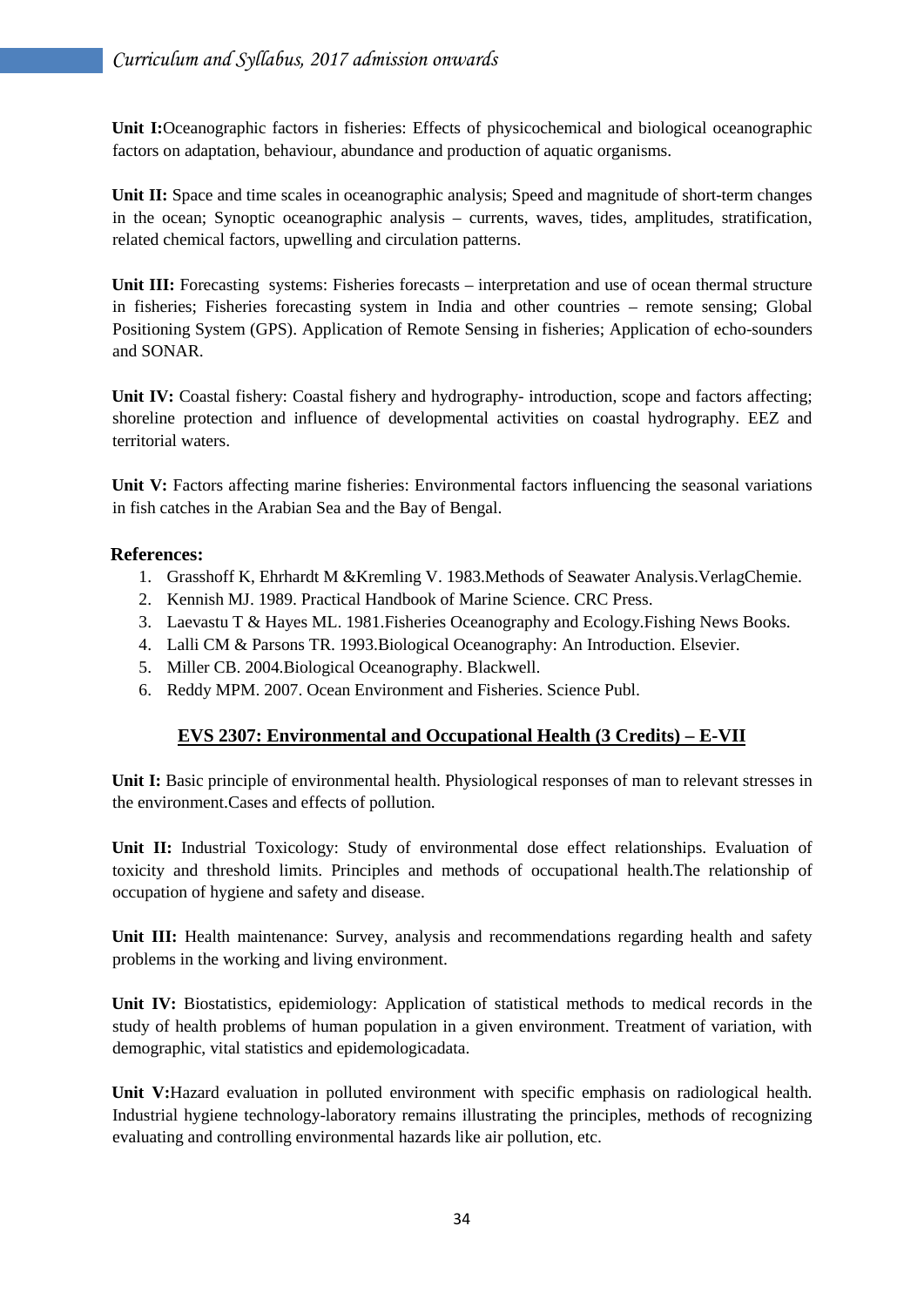**Unit I:**Oceanographic factors in fisheries: Effects of physicochemical and biological oceanographic factors on adaptation, behaviour, abundance and production of aquatic organisms.

**Unit II:** Space and time scales in oceanographic analysis; Speed and magnitude of short-term changes in the ocean; Synoptic oceanographic analysis – currents, waves, tides, amplitudes, stratification, related chemical factors, upwelling and circulation patterns.

**Unit III:** Forecasting systems: Fisheries forecasts – interpretation and use of ocean thermal structure in fisheries; Fisheries forecasting system in India and other countries – remote sensing; Global Positioning System (GPS). Application of Remote Sensing in fisheries; Application of echo-sounders and SONAR.

**Unit IV:** Coastal fishery: Coastal fishery and hydrography- introduction, scope and factors affecting; shoreline protection and influence of developmental activities on coastal hydrography. EEZ and territorial waters.

**Unit V:** Factors affecting marine fisheries: Environmental factors influencing the seasonal variations in fish catches in the Arabian Sea and the Bay of Bengal.

**References:**

1. Grasshoff K, Ehrhardt M &Kremling V. 1983.Methods of Seawater Analysis.VerlagChemie.
2. Kennish MJ. 1989. Practical Handbook of Marine Science. CRC Press.
3. Laevastu T & Hayes ML. 1981.Fisheries Oceanography and Ecology.Fishing News Books.
4. Lalli CM & Parsons TR. 1993.Biological Oceanography: An Introduction. Elsevier.
5. Miller CB. 2004.Biological Oceanography. Blackwell.
6. Reddy MPM. 2007. Ocean Environment and Fisheries. Science Publ.

## EVS 2307: Environmental and Occupational Health (3 Credits) – E-VII

**Unit I:** Basic principle of environmental health. Physiological responses of man to relevant stresses in the environment.Cases and effects of pollution.

**Unit II:** Industrial Toxicology: Study of environmental dose effect relationships. Evaluation of toxicity and threshold limits. Principles and methods of occupational health.The relationship of occupation of hygiene and safety and disease.

**Unit III:** Health maintenance: Survey, analysis and recommendations regarding health and safety problems in the working and living environment.

**Unit IV:** Biostatistics, epidemiology: Application of statistical methods to medical records in the study of health problems of human population in a given environment. Treatment of variation, with demographic, vital statistics and epidemologicadata.

**Unit V:**Hazard evaluation in polluted environment with specific emphasis on radiological health. Industrial hygiene technology-laboratory remains illustrating the principles, methods of recognizing evaluating and controlling environmental hazards like air pollution, etc.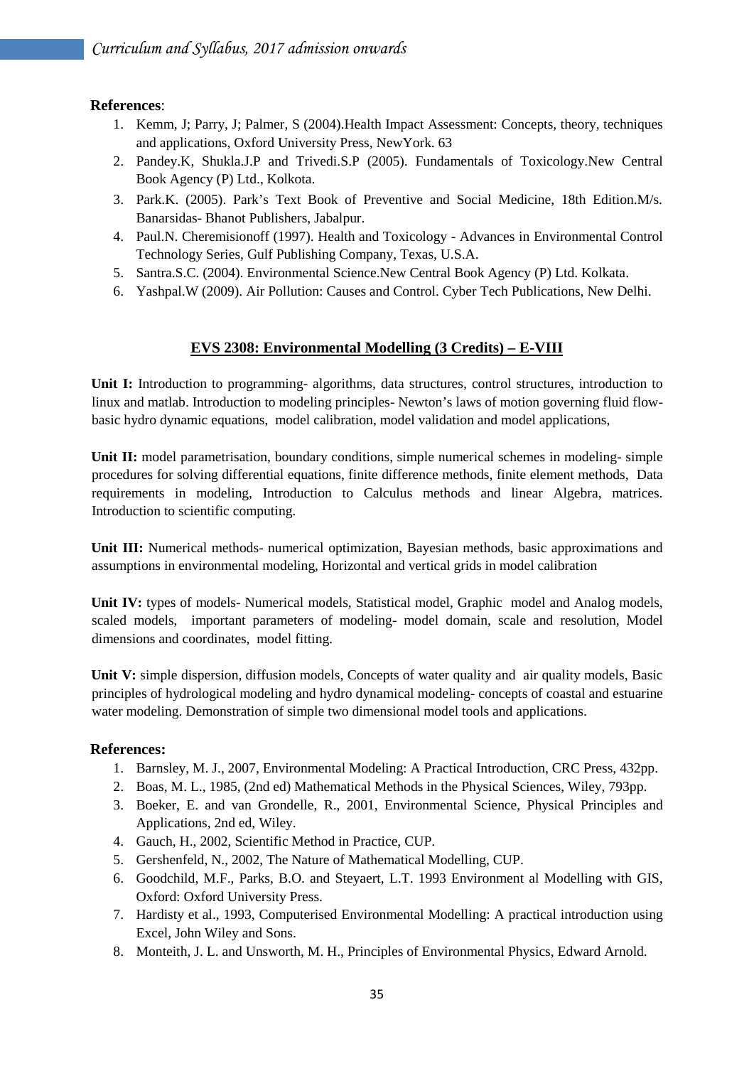**References**:

1. Kemm, J; Parry, J; Palmer, S (2004).Health Impact Assessment: Concepts, theory, techniques and applications, Oxford University Press, NewYork. 63
2. Pandey.K, Shukla.J.P and Trivedi.S.P (2005). Fundamentals of Toxicology.New Central Book Agency (P) Ltd., Kolkota.
3. Park.K. (2005). Park's Text Book of Preventive and Social Medicine, 18th Edition.M/s. Banarsidas- Bhanot Publishers, Jabalpur.
4. Paul.N. Cheremisionoff (1997). Health and Toxicology - Advances in Environmental Control Technology Series, Gulf Publishing Company, Texas, U.S.A.
5. Santra.S.C. (2004). Environmental Science.New Central Book Agency (P) Ltd. Kolkata.
6. Yashpal.W (2009). Air Pollution: Causes and Control. Cyber Tech Publications, New Delhi.

## EVS 2308: Environmental Modelling (3 Credits) – E-VIII

**Unit I:** Introduction to programming- algorithms, data structures, control structures, introduction to linux and matlab. Introduction to modeling principles- Newton's laws of motion governing fluid flow- basic hydro dynamic equations, model calibration, model validation and model applications,

**Unit II:** model parametrisation, boundary conditions, simple numerical schemes in modeling- simple procedures for solving differential equations, finite difference methods, finite element methods, Data requirements in modeling, Introduction to Calculus methods and linear Algebra, matrices. Introduction to scientific computing.

**Unit III:** Numerical methods- numerical optimization, Bayesian methods, basic approximations and assumptions in environmental modeling, Horizontal and vertical grids in model calibration

**Unit IV:** types of models- Numerical models, Statistical model, Graphic model and Analog models, scaled models, important parameters of modeling- model domain, scale and resolution, Model dimensions and coordinates, model fitting.

**Unit V:** simple dispersion, diffusion models, Concepts of water quality and air quality models, Basic principles of hydrological modeling and hydro dynamical modeling- concepts of coastal and estuarine water modeling. Demonstration of simple two dimensional model tools and applications.

**References:**

1. Barnsley, M. J., 2007, Environmental Modeling: A Practical Introduction, CRC Press, 432pp.
2. Boas, M. L., 1985, (2nd ed) Mathematical Methods in the Physical Sciences, Wiley, 793pp.
3. Boeker, E. and van Grondelle, R., 2001, Environmental Science, Physical Principles and Applications, 2nd ed, Wiley.
4. Gauch, H., 2002, Scientific Method in Practice, CUP.
5. Gershenfeld, N., 2002, The Nature of Mathematical Modelling, CUP.
6. Goodchild, M.F., Parks, B.O. and Steyaert, L.T. 1993 Environment al Modelling with GIS, Oxford: Oxford University Press.
7. Hardisty et al., 1993, Computerised Environmental Modelling: A practical introduction using Excel, John Wiley and Sons.
8. Monteith, J. L. and Unsworth, M. H., Principles of Environmental Physics, Edward Arnold.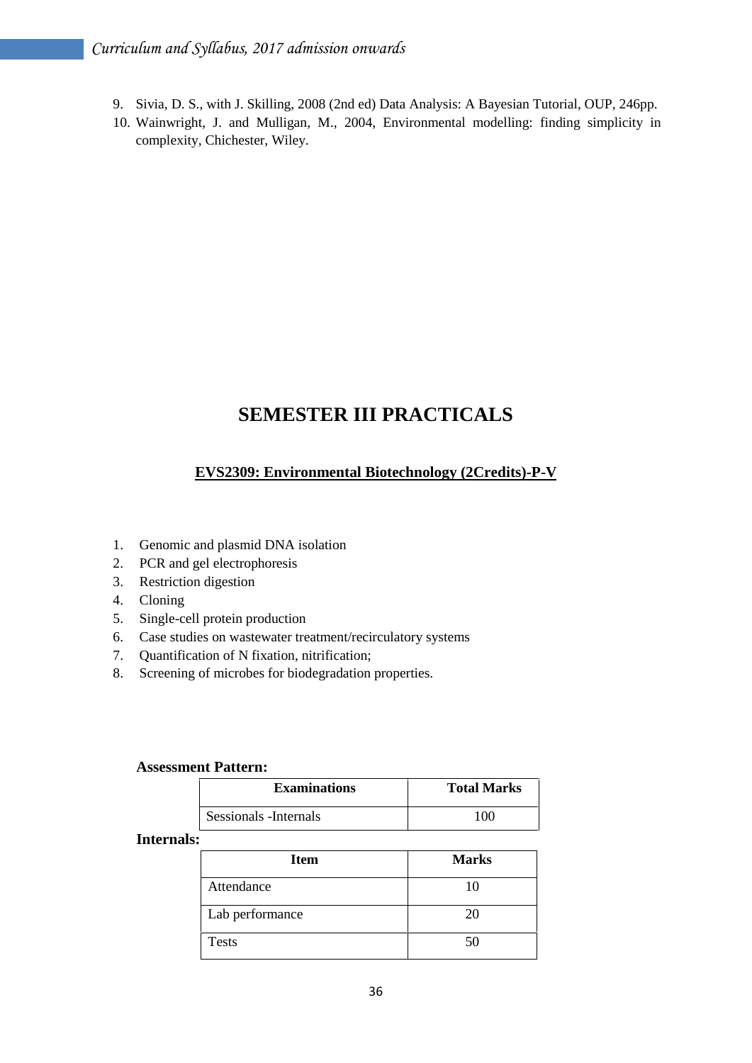9. Sivia, D. S., with J. Skilling, 2008 (2nd ed) Data Analysis: A Bayesian Tutorial, OUP, 246pp.
10. Wainwright, J. and Mulligan, M., 2004, Environmental modelling: finding simplicity in complexity, Chichester, Wiley.

# SEMESTER III PRACTICALS

## EVS2309: Environmental Biotechnology (2Credits)-P-V

1. Genomic and plasmid DNA isolation
2. PCR and gel electrophoresis
3. Restriction digestion
4. Cloning
5. Single-cell protein production
6. Case studies on wastewater treatment/recirculatory systems
7. Quantification of N fixation, nitrification;
8. Screening of microbes for biodegradation properties.

**Assessment Pattern:**

| Examinations | Total Marks |
|---|---|
| Sessionals -Internals | 100 |

**Internals:**

| Item | Marks |
|---|---|
| Attendance | 10 |
| Lab performance | 20 |
| Tests | 50 |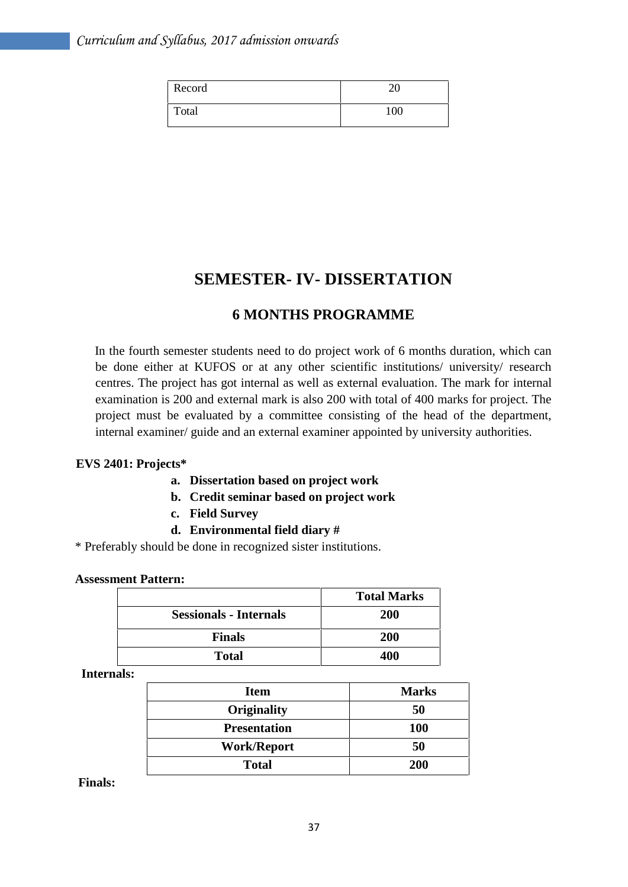| Record | 20 |
|---|---|
| Total | 100 |

# SEMESTER- IV- DISSERTATION

## 6 MONTHS PROGRAMME

In the fourth semester students need to do project work of 6 months duration, which can be done either at KUFOS or at any other scientific institutions/ university/ research centres. The project has got internal as well as external evaluation. The mark for internal examination is 200 and external mark is also 200 with total of 400 marks for project. The project must be evaluated by a committee consisting of the head of the department, internal examiner/ guide and an external examiner appointed by university authorities.

**EVS 2401: Projects***

- **a. Dissertation based on project work**
- **b. Credit seminar based on project work**
- **c. Field Survey**
- **d. Environmental field diary #**

* Preferably should be done in recognized sister institutions.

**Assessment Pattern:**

| | **Total Marks** |
|---|---|
| **Sessionals - Internals** | **200** |
| **Finals** | **200** |
| **Total** | **400** |

**Internals:**

| **Item** | **Marks** |
|---|---|
| **Originality** | **50** |
| **Presentation** | **100** |
| **Work/Report** | **50** |
| **Total** | **200** |

**Finals:**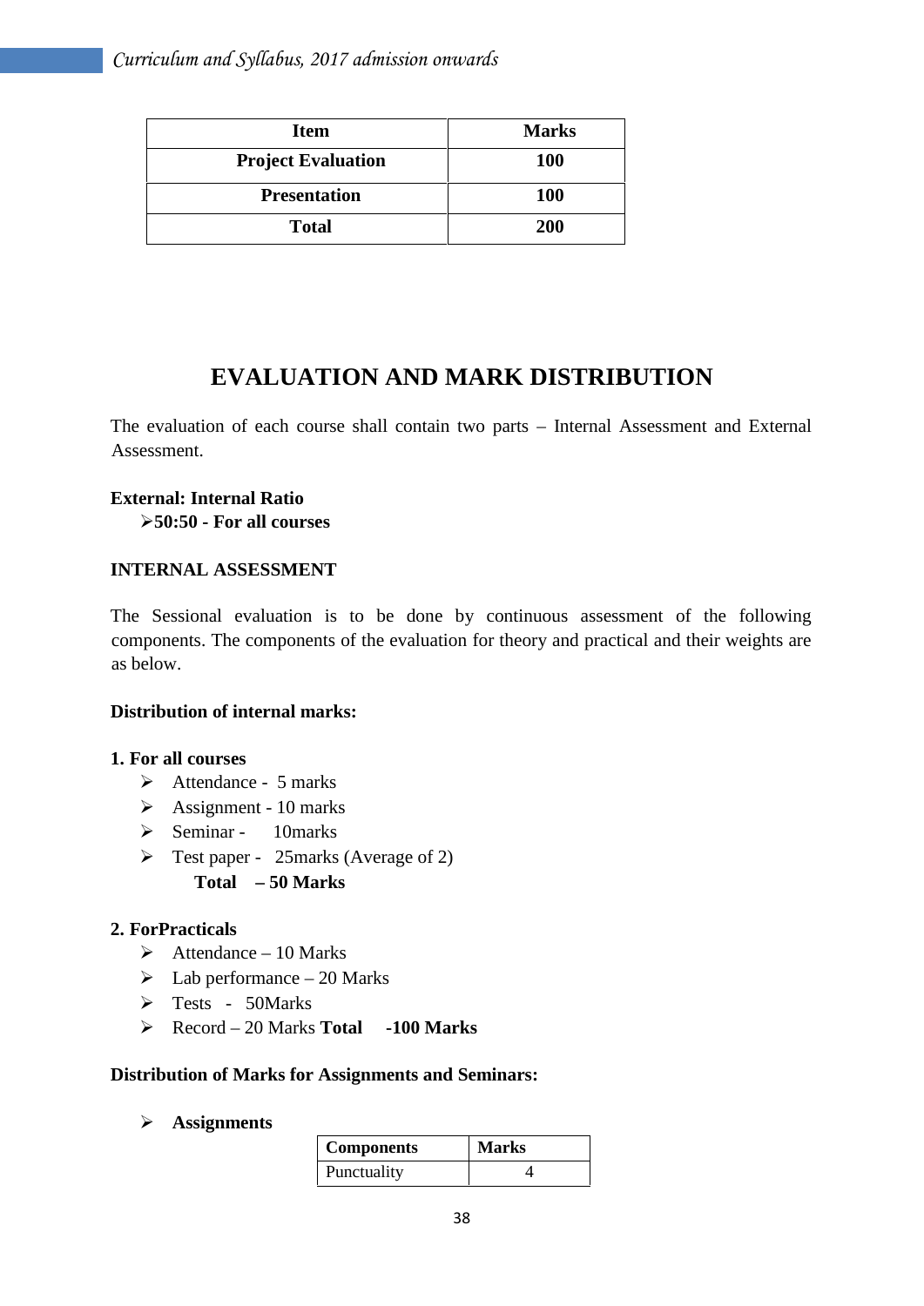| Item | Marks |
|---|---|
| **Project Evaluation** | **100** |
| **Presentation** | **100** |
| **Total** | **200** |

# EVALUATION AND MARK DISTRIBUTION

The evaluation of each course shall contain two parts – Internal Assessment and External Assessment.

**External: Internal Ratio**

- **50:50 - For all courses**

**INTERNAL ASSESSMENT**

The Sessional evaluation is to be done by continuous assessment of the following components. The components of the evaluation for theory and practical and their weights are as below.

**Distribution of internal marks:**

**1. For all courses**

- Attendance - 5 marks
- Assignment - 10 marks
- Seminar - 10marks
- Test paper - 25marks (Average of 2)

  **Total – 50 Marks**

**2. ForPracticals**

- Attendance – 10 Marks
- Lab performance – 20 Marks
- Tests - 50Marks
- Record – 20 Marks **Total -100 Marks**

**Distribution of Marks for Assignments and Seminars:**

- **Assignments**

| Components | Marks |
|---|---|
| Punctuality | 4 |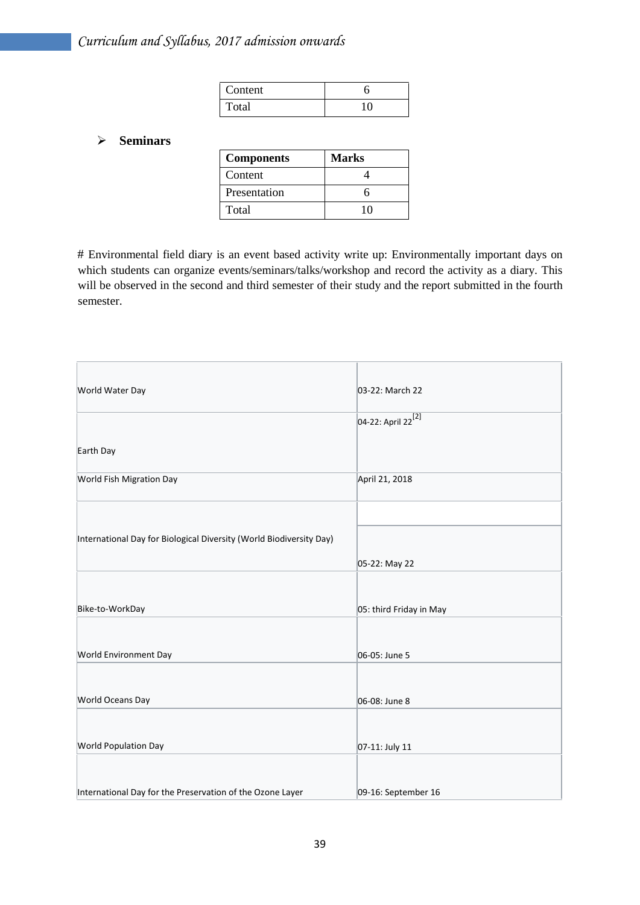| Content | 6 |
| --- | --- |
| Total | 10 |

➢ **Seminars**

| **Components** | **Marks** |
| --- | --- |
| Content | 4 |
| Presentation | 6 |
| Total | 10 |

# Environmental field diary is an event based activity write up: Environmentally important days on which students can organize events/seminars/talks/workshop and record the activity as a diary. This will be observed in the second and third semester of their study and the report submitted in the fourth semester.

| | |
| --- | --- |
| World Water Day | 03-22: March 22 |
| Earth Day | 04-22: April 22[2] |
| World Fish Migration Day | April 21, 2018 |
| International Day for Biological Diversity (World Biodiversity Day) | 05-22: May 22 |
| Bike-to-WorkDay | 05: third Friday in May |
| World Environment Day | 06-05: June 5 |
| World Oceans Day | 06-08: June 8 |
| World Population Day | 07-11: July 11 |
| International Day for the Preservation of the Ozone Layer | 09-16: September 16 |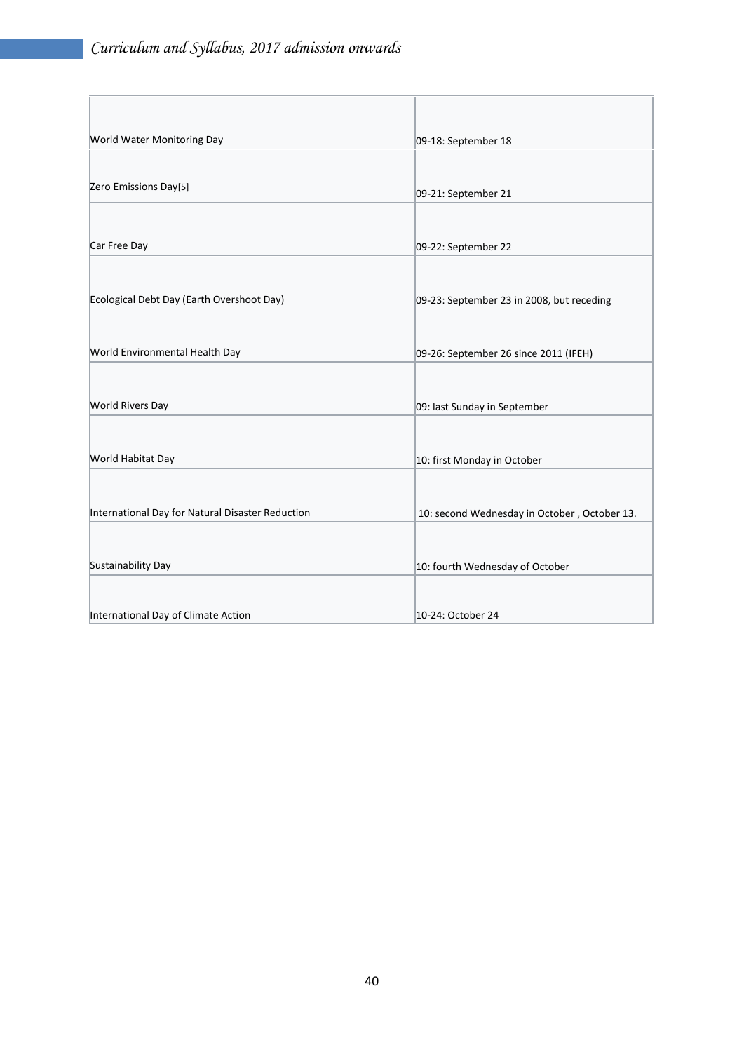| | |
|---|---|
| World Water Monitoring Day | 09-18: September 18 |
| Zero Emissions Day[5] | 09-21: September 21 |
| Car Free Day | 09-22: September 22 |
| Ecological Debt Day (Earth Overshoot Day) | 09-23: September 23 in 2008, but receding |
| World Environmental Health Day | 09-26: September 26 since 2011 (IFEH) |
| World Rivers Day | 09: last Sunday in September |
| World Habitat Day | 10: first Monday in October |
| International Day for Natural Disaster Reduction | 10: second Wednesday in October , October 13. |
| Sustainability Day | 10: fourth Wednesday of October |
| International Day of Climate Action | 10-24: October 24 |